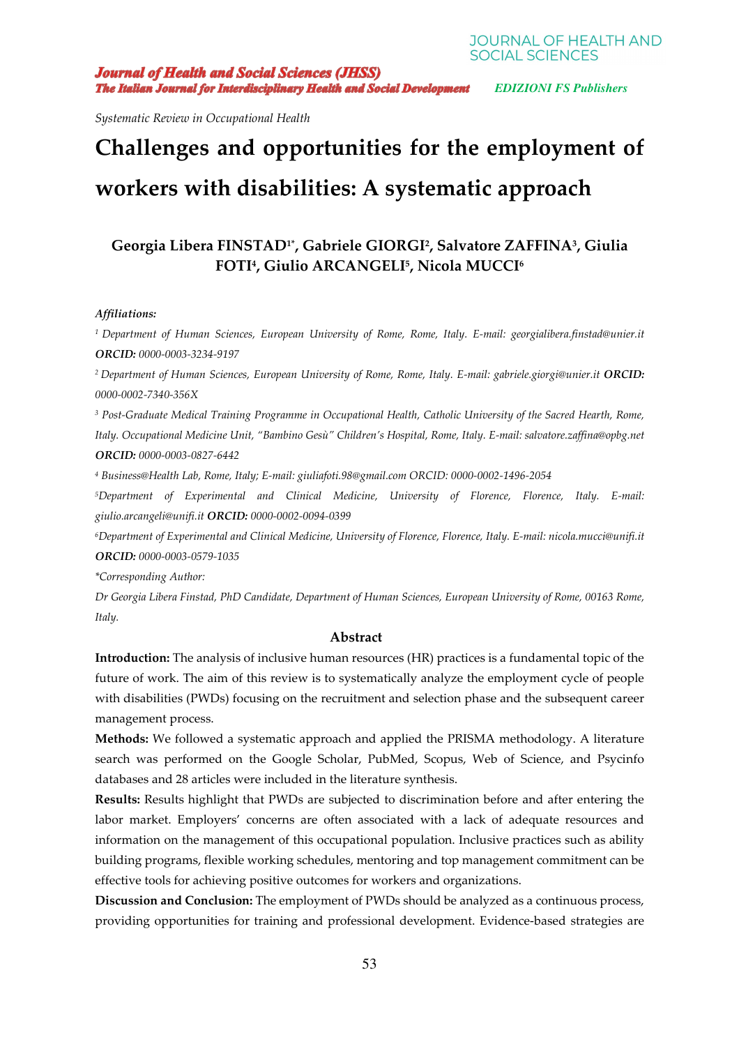*Systematic Review in Occupational Health*

# Challenges and opportunities for the employment of workers with disabilities: A systematic approach

**Georgia Libera FINSTAD[1*], Gabriele GIORGI[2], Salvatore ZAFFINA[3], Giulia FOTI[4], Giulio ARCANGELI[5], Nicola MUCCI[6]**

***Affiliations:***

[1] *Department of Human Sciences, European University of Rome, Rome, Italy. E-mail: georgialibera.finstad@unier.it* ***ORCID:*** *0000-0003-3234-9197*

[2] *Department of Human Sciences, European University of Rome, Rome, Italy. E-mail: gabriele.giorgi@unier.it* ***ORCID:*** *0000-0002-7340-356X*

[3] *Post-Graduate Medical Training Programme in Occupational Health, Catholic University of the Sacred Hearth, Rome, Italy. Occupational Medicine Unit, "Bambino Gesù" Children's Hospital, Rome, Italy. E-mail: salvatore.zaffina@opbg.net* ***ORCID:*** *0000-0003-0827-6442*

[4] *Business@Health Lab, Rome, Italy; E-mail: giuliafoti.98@gmail.com ORCID: 0000-0002-1496-2054*

[5] *Department of Experimental and Clinical Medicine, University of Florence, Florence, Italy. E-mail: giulio.arcangeli@unifi.it* ***ORCID:*** *0000-0002-0094-0399*

[6] *Department of Experimental and Clinical Medicine, University of Florence, Florence, Italy. E-mail: nicola.mucci@unifi.it* ***ORCID:*** *0000-0003-0579-1035*

*\*Corresponding Author:*

*Dr Georgia Libera Finstad, PhD Candidate, Department of Human Sciences, European University of Rome, 00163 Rome, Italy.*

## Abstract

**Introduction:** The analysis of inclusive human resources (HR) practices is a fundamental topic of the future of work. The aim of this review is to systematically analyze the employment cycle of people with disabilities (PWDs) focusing on the recruitment and selection phase and the subsequent career management process.

**Methods:** We followed a systematic approach and applied the PRISMA methodology. A literature search was performed on the Google Scholar, PubMed, Scopus, Web of Science, and Psycinfo databases and 28 articles were included in the literature synthesis.

**Results:** Results highlight that PWDs are subjected to discrimination before and after entering the labor market. Employers' concerns are often associated with a lack of adequate resources and information on the management of this occupational population. Inclusive practices such as ability building programs, flexible working schedules, mentoring and top management commitment can be effective tools for achieving positive outcomes for workers and organizations.

**Discussion and Conclusion:** The employment of PWDs should be analyzed as a continuous process, providing opportunities for training and professional development. Evidence-based strategies are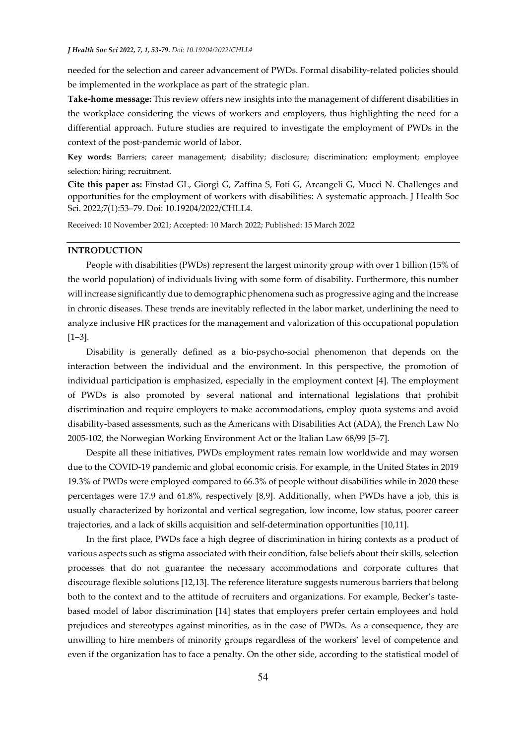needed for the selection and career advancement of PWDs. Formal disability-related policies should be implemented in the workplace as part of the strategic plan.

**Take-home message:** This review offers new insights into the management of different disabilities in the workplace considering the views of workers and employers, thus highlighting the need for a differential approach. Future studies are required to investigate the employment of PWDs in the context of the post-pandemic world of labor.

**Key words:** Barriers; career management; disability; disclosure; discrimination; employment; employee selection; hiring; recruitment.

**Cite this paper as:** Finstad GL, Giorgi G, Zaffina S, Foti G, Arcangeli G, Mucci N. Challenges and opportunities for the employment of workers with disabilities: A systematic approach. J Health Soc Sci. 2022;7(1):53–79. Doi: 10.19204/2022/CHLL4.

Received: 10 November 2021; Accepted: 10 March 2022; Published: 15 March 2022

## INTRODUCTION

People with disabilities (PWDs) represent the largest minority group with over 1 billion (15% of the world population) of individuals living with some form of disability. Furthermore, this number will increase significantly due to demographic phenomena such as progressive aging and the increase in chronic diseases. These trends are inevitably reflected in the labor market, underlining the need to analyze inclusive HR practices for the management and valorization of this occupational population [1–3].

Disability is generally defined as a bio-psycho-social phenomenon that depends on the interaction between the individual and the environment. In this perspective, the promotion of individual participation is emphasized, especially in the employment context [4]. The employment of PWDs is also promoted by several national and international legislations that prohibit discrimination and require employers to make accommodations, employ quota systems and avoid disability-based assessments, such as the Americans with Disabilities Act (ADA), the French Law No 2005-102, the Norwegian Working Environment Act or the Italian Law 68/99 [5–7].

Despite all these initiatives, PWDs employment rates remain low worldwide and may worsen due to the COVID-19 pandemic and global economic crisis. For example, in the United States in 2019 19.3% of PWDs were employed compared to 66.3% of people without disabilities while in 2020 these percentages were 17.9 and 61.8%, respectively [8,9]. Additionally, when PWDs have a job, this is usually characterized by horizontal and vertical segregation, low income, low status, poorer career trajectories, and a lack of skills acquisition and self-determination opportunities [10,11].

In the first place, PWDs face a high degree of discrimination in hiring contexts as a product of various aspects such as stigma associated with their condition, false beliefs about their skills, selection processes that do not guarantee the necessary accommodations and corporate cultures that discourage flexible solutions [12,13]. The reference literature suggests numerous barriers that belong both to the context and to the attitude of recruiters and organizations. For example, Becker's taste-based model of labor discrimination [14] states that employers prefer certain employees and hold prejudices and stereotypes against minorities, as in the case of PWDs. As a consequence, they are unwilling to hire members of minority groups regardless of the workers' level of competence and even if the organization has to face a penalty. On the other side, according to the statistical model of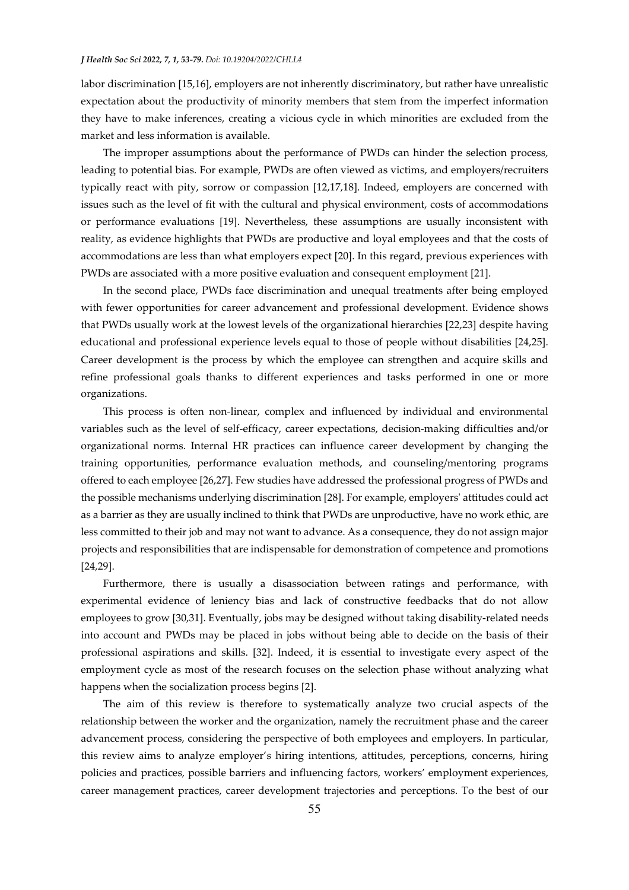labor discrimination [15,16], employers are not inherently discriminatory, but rather have unrealistic expectation about the productivity of minority members that stem from the imperfect information they have to make inferences, creating a vicious cycle in which minorities are excluded from the market and less information is available.

The improper assumptions about the performance of PWDs can hinder the selection process, leading to potential bias. For example, PWDs are often viewed as victims, and employers/recruiters typically react with pity, sorrow or compassion [12,17,18]. Indeed, employers are concerned with issues such as the level of fit with the cultural and physical environment, costs of accommodations or performance evaluations [19]. Nevertheless, these assumptions are usually inconsistent with reality, as evidence highlights that PWDs are productive and loyal employees and that the costs of accommodations are less than what employers expect [20]. In this regard, previous experiences with PWDs are associated with a more positive evaluation and consequent employment [21].

In the second place, PWDs face discrimination and unequal treatments after being employed with fewer opportunities for career advancement and professional development. Evidence shows that PWDs usually work at the lowest levels of the organizational hierarchies [22,23] despite having educational and professional experience levels equal to those of people without disabilities [24,25]. Career development is the process by which the employee can strengthen and acquire skills and refine professional goals thanks to different experiences and tasks performed in one or more organizations.

This process is often non-linear, complex and influenced by individual and environmental variables such as the level of self-efficacy, career expectations, decision-making difficulties and/or organizational norms. Internal HR practices can influence career development by changing the training opportunities, performance evaluation methods, and counseling/mentoring programs offered to each employee [26,27]. Few studies have addressed the professional progress of PWDs and the possible mechanisms underlying discrimination [28]. For example, employers' attitudes could act as a barrier as they are usually inclined to think that PWDs are unproductive, have no work ethic, are less committed to their job and may not want to advance. As a consequence, they do not assign major projects and responsibilities that are indispensable for demonstration of competence and promotions [24,29].

Furthermore, there is usually a disassociation between ratings and performance, with experimental evidence of leniency bias and lack of constructive feedbacks that do not allow employees to grow [30,31]. Eventually, jobs may be designed without taking disability-related needs into account and PWDs may be placed in jobs without being able to decide on the basis of their professional aspirations and skills. [32]. Indeed, it is essential to investigate every aspect of the employment cycle as most of the research focuses on the selection phase without analyzing what happens when the socialization process begins [2].

The aim of this review is therefore to systematically analyze two crucial aspects of the relationship between the worker and the organization, namely the recruitment phase and the career advancement process, considering the perspective of both employees and employers. In particular, this review aims to analyze employer's hiring intentions, attitudes, perceptions, concerns, hiring policies and practices, possible barriers and influencing factors, workers' employment experiences, career management practices, career development trajectories and perceptions. To the best of our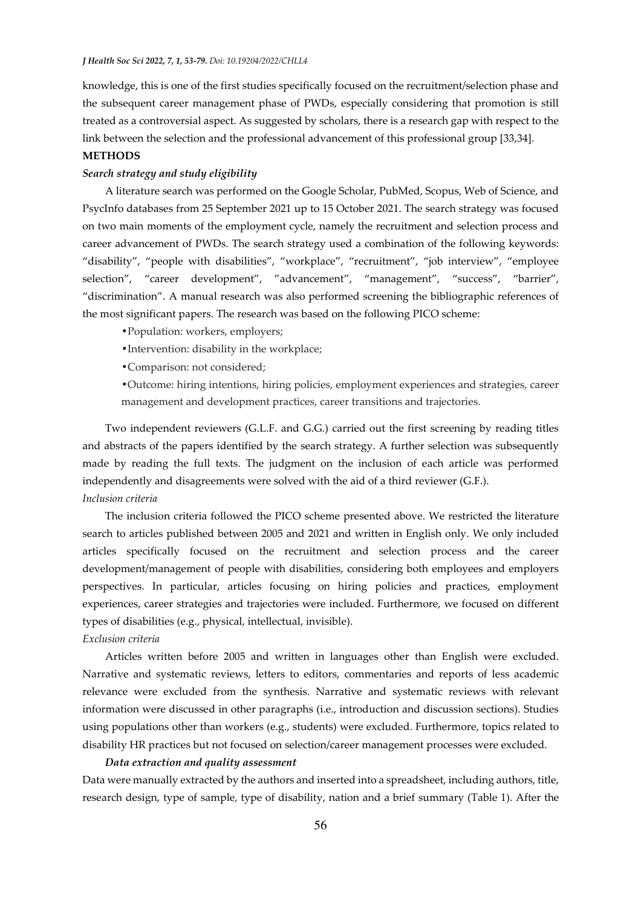knowledge, this is one of the first studies specifically focused on the recruitment/selection phase and the subsequent career management phase of PWDs, especially considering that promotion is still treated as a controversial aspect. As suggested by scholars, there is a research gap with respect to the link between the selection and the professional advancement of this professional group [33,34].

## METHODS

### *Search strategy and study eligibility*

A literature search was performed on the Google Scholar, PubMed, Scopus, Web of Science, and PsycInfo databases from 25 September 2021 up to 15 October 2021. The search strategy was focused on two main moments of the employment cycle, namely the recruitment and selection process and career advancement of PWDs. The search strategy used a combination of the following keywords: "disability", "people with disabilities", "workplace", "recruitment", "job interview", "employee selection", "career development", "advancement", "management", "success", "barrier", "discrimination". A manual research was also performed screening the bibliographic references of the most significant papers. The research was based on the following PICO scheme:

- Population: workers, employers;
- Intervention: disability in the workplace;
- Comparison: not considered;
- Outcome: hiring intentions, hiring policies, employment experiences and strategies, career management and development practices, career transitions and trajectories.

Two independent reviewers (G.L.F. and G.G.) carried out the first screening by reading titles and abstracts of the papers identified by the search strategy. A further selection was subsequently made by reading the full texts. The judgment on the inclusion of each article was performed independently and disagreements were solved with the aid of a third reviewer (G.F.).

### *Inclusion criteria*

The inclusion criteria followed the PICO scheme presented above. We restricted the literature search to articles published between 2005 and 2021 and written in English only. We only included articles specifically focused on the recruitment and selection process and the career development/management of people with disabilities, considering both employees and employers perspectives. In particular, articles focusing on hiring policies and practices, employment experiences, career strategies and trajectories were included. Furthermore, we focused on different types of disabilities (e.g., physical, intellectual, invisible).

### *Exclusion criteria*

Articles written before 2005 and written in languages other than English were excluded. Narrative and systematic reviews, letters to editors, commentaries and reports of less academic relevance were excluded from the synthesis. Narrative and systematic reviews with relevant information were discussed in other paragraphs (i.e., introduction and discussion sections). Studies using populations other than workers (e.g., students) were excluded. Furthermore, topics related to disability HR practices but not focused on selection/career management processes were excluded.

### ***Data extraction and quality assessment***

Data were manually extracted by the authors and inserted into a spreadsheet, including authors, title, research design, type of sample, type of disability, nation and a brief summary (Table 1). After the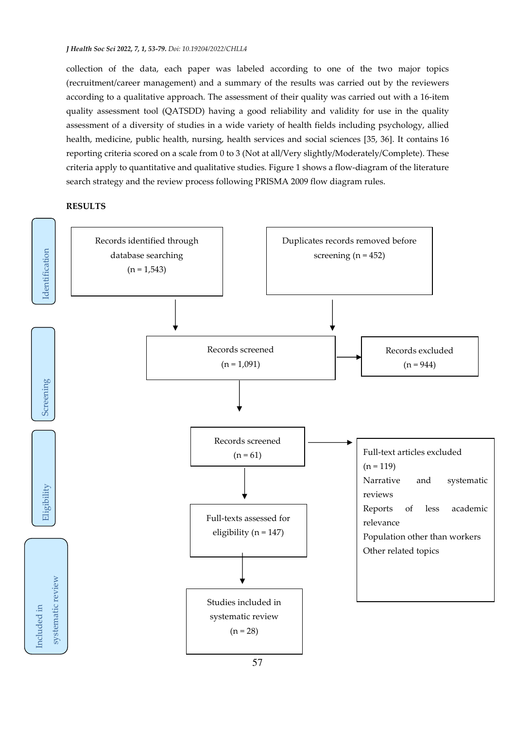collection of the data, each paper was labeled according to one of the two major topics (recruitment/career management) and a summary of the results was carried out by the reviewers according to a qualitative approach. The assessment of their quality was carried out with a 16-item quality assessment tool (QATSDD) having a good reliability and validity for use in the quality assessment of a diversity of studies in a wide variety of health fields including psychology, allied health, medicine, public health, nursing, health services and social sciences [35, 36]. It contains 16 reporting criteria scored on a scale from 0 to 3 (Not at all/Very slightly/Moderately/Complete). These criteria apply to quantitative and qualitative studies. Figure 1 shows a flow-diagram of the literature search strategy and the review process following PRISMA 2009 flow diagram rules.

**RESULTS**

Identification

Records identified through database searching (n = 1,543)

Duplicates records removed before screening (n = 452)

Screening

Records screened (n = 1,091)

Records excluded (n = 944)

Eligibility

Records screened (n = 61)

Full-text articles excluded (n = 119)
Narrative and systematic reviews
Reports of less academic relevance
Population other than workers
Other related topics

Full-texts assessed for eligibility (n = 147)

Included in systematic review

Studies included in systematic review (n = 28)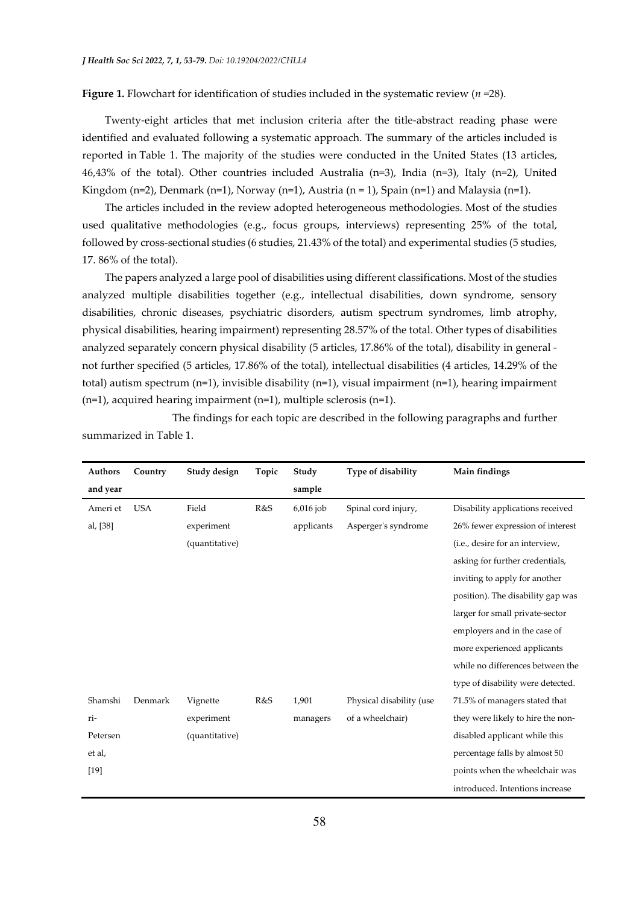**Figure 1.** Flowchart for identification of studies included in the systematic review (*n* =28).

Twenty-eight articles that met inclusion criteria after the title-abstract reading phase were identified and evaluated following a systematic approach. The summary of the articles included is reported in Table 1. The majority of the studies were conducted in the United States (13 articles, 46,43% of the total). Other countries included Australia (n=3), India (n=3), Italy (n=2), United Kingdom (n=2), Denmark (n=1), Norway (n=1), Austria (n = 1), Spain (n=1) and Malaysia (n=1).

The articles included in the review adopted heterogeneous methodologies. Most of the studies used qualitative methodologies (e.g., focus groups, interviews) representing 25% of the total, followed by cross-sectional studies (6 studies, 21.43% of the total) and experimental studies (5 studies, 17. 86% of the total).

The papers analyzed a large pool of disabilities using different classifications. Most of the studies analyzed multiple disabilities together (e.g., intellectual disabilities, down syndrome, sensory disabilities, chronic diseases, psychiatric disorders, autism spectrum syndromes, limb atrophy, physical disabilities, hearing impairment) representing 28.57% of the total. Other types of disabilities analyzed separately concern physical disability (5 articles, 17.86% of the total), disability in general - not further specified (5 articles, 17.86% of the total), intellectual disabilities (4 articles, 14.29% of the total) autism spectrum (n=1), invisible disability (n=1), visual impairment (n=1), hearing impairment (n=1), acquired hearing impairment (n=1), multiple sclerosis (n=1).

The findings for each topic are described in the following paragraphs and further summarized in Table 1.

| Authors and year | Country | Study design | Topic | Study sample | Type of disability | Main findings |
|---|---|---|---|---|---|---|
| Ameri et al, [38] | USA | Field experiment (quantitative) | R&S | 6,016 job applicants | Spinal cord injury, Asperger's syndrome | Disability applications received 26% fewer expression of interest (i.e., desire for an interview, asking for further credentials, inviting to apply for another position). The disability gap was larger for small private-sector employers and in the case of more experienced applicants while no differences between the type of disability were detected. |
| Shamshiri-Petersen et al, [19] | Denmark | Vignette experiment (quantitative) | R&S | 1,901 managers | Physical disability (use of a wheelchair) | 71.5% of managers stated that they were likely to hire the non-disabled applicant while this percentage falls by almost 50 points when the wheelchair was introduced. Intentions increase |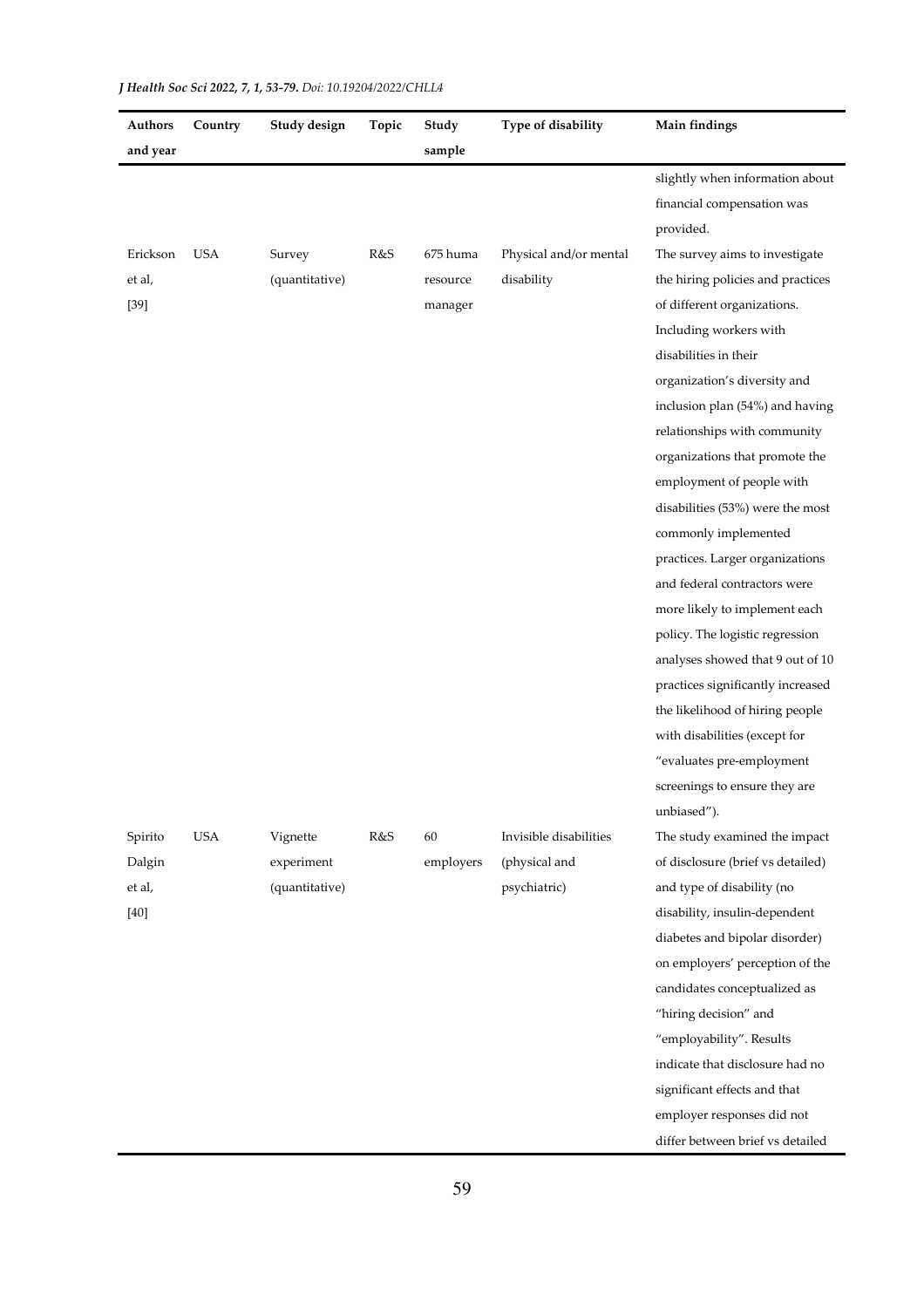| Authors and year | Country | Study design | Topic | Study sample | Type of disability | Main findings |
|---|---|---|---|---|---|---|
| | | | | | | slightly when information about financial compensation was provided. |
| Erickson et al, [39] | USA | Survey (quantitative) | R&S | 675 huma resource manager | Physical and/or mental disability | The survey aims to investigate the hiring policies and practices of different organizations. Including workers with disabilities in their organization's diversity and inclusion plan (54%) and having relationships with community organizations that promote the employment of people with disabilities (53%) were the most commonly implemented practices. Larger organizations and federal contractors were more likely to implement each policy. The logistic regression analyses showed that 9 out of 10 practices significantly increased the likelihood of hiring people with disabilities (except for "evaluates pre-employment screenings to ensure they are unbiased"). |
| Spirito Dalgin et al, [40] | USA | Vignette experiment (quantitative) | R&S | 60 employers | Invisible disabilities (physical and psychiatric) | The study examined the impact of disclosure (brief vs detailed) and type of disability (no disability, insulin-dependent diabetes and bipolar disorder) on employers' perception of the candidates conceptualized as "hiring decision" and "employability". Results indicate that disclosure had no significant effects and that employer responses did not differ between brief vs detailed |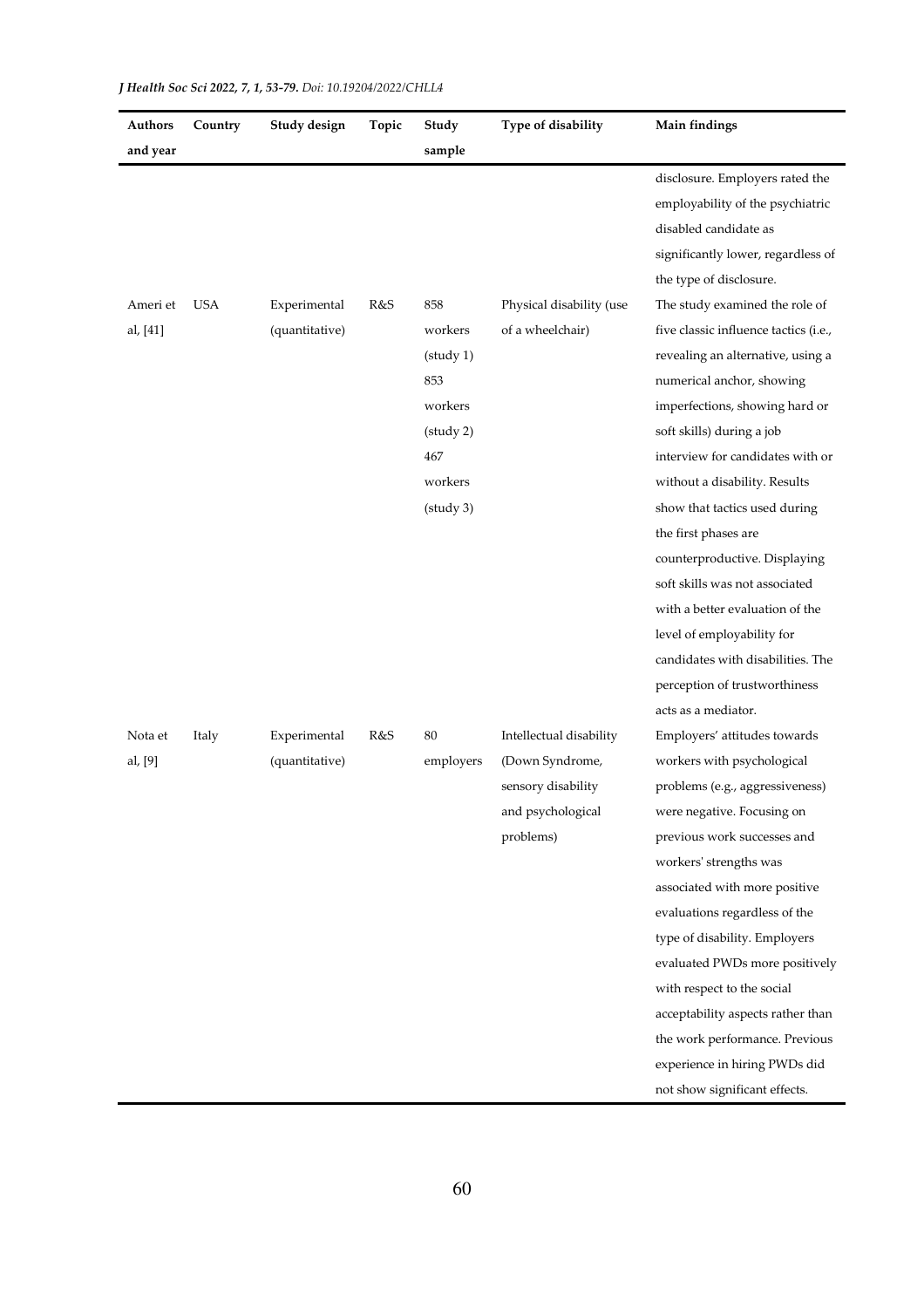| Authors and year | Country | Study design | Topic | Study sample | Type of disability | Main findings |
|---|---|---|---|---|---|---|
| | | | | | | disclosure. Employers rated the employability of the psychiatric disabled candidate as significantly lower, regardless of the type of disclosure. |
| Ameri et al, [41] | USA | Experimental (quantitative) | R&S | 858 workers (study 1) 853 workers (study 2) 467 workers (study 3) | Physical disability (use of a wheelchair) | The study examined the role of five classic influence tactics (i.e., revealing an alternative, using a numerical anchor, showing imperfections, showing hard or soft skills) during a job interview for candidates with or without a disability. Results show that tactics used during the first phases are counterproductive. Displaying soft skills was not associated with a better evaluation of the level of employability for candidates with disabilities. The perception of trustworthiness acts as a mediator. |
| Nota et al, [9] | Italy | Experimental (quantitative) | R&S | 80 employers | Intellectual disability (Down Syndrome, sensory disability and psychological problems) | Employers' attitudes towards workers with psychological problems (e.g., aggressiveness) were negative. Focusing on previous work successes and workers' strengths was associated with more positive evaluations regardless of the type of disability. Employers evaluated PWDs more positively with respect to the social acceptability aspects rather than the work performance. Previous experience in hiring PWDs did not show significant effects. |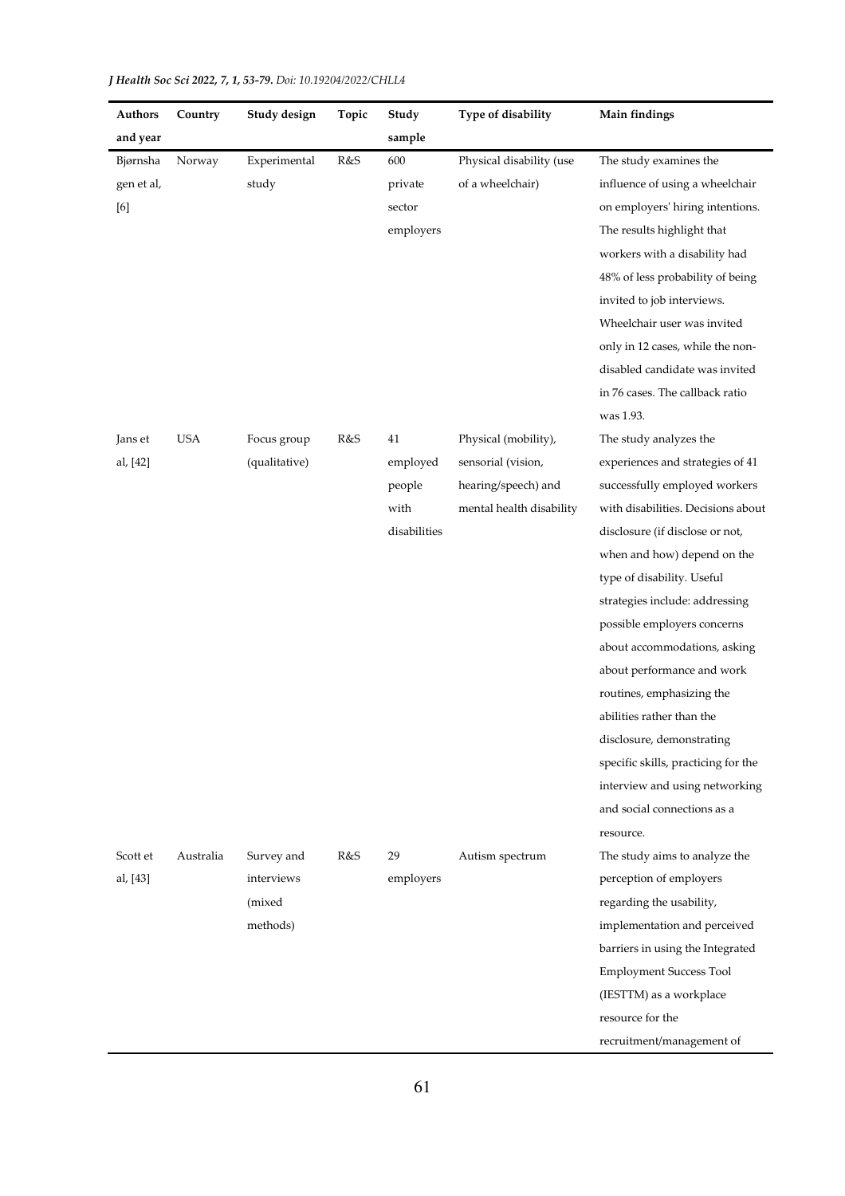| Authors and year | Country | Study design | Topic | Study sample | Type of disability | Main findings |
|---|---|---|---|---|---|---|
| Bjørnshagen et al, [6] | Norway | Experimental study | R&S | 600 private sector employers | Physical disability (use of a wheelchair) | The study examines the influence of using a wheelchair on employers' hiring intentions. The results highlight that workers with a disability had 48% of less probability of being invited to job interviews. Wheelchair user was invited only in 12 cases, while the non-disabled candidate was invited in 76 cases. The callback ratio was 1.93. |
| Jans et al, [42] | USA | Focus group (qualitative) | R&S | 41 employed people with disabilities | Physical (mobility), sensorial (vision, hearing/speech) and mental health disability | The study analyzes the experiences and strategies of 41 successfully employed workers with disabilities. Decisions about disclosure (if disclose or not, when and how) depend on the type of disability. Useful strategies include: addressing possible employers concerns about accommodations, asking about performance and work routines, emphasizing the abilities rather than the disclosure, demonstrating specific skills, practicing for the interview and using networking and social connections as a resource. |
| Scott et al, [43] | Australia | Survey and interviews (mixed methods) | R&S | 29 employers | Autism spectrum | The study aims to analyze the perception of employers regarding the usability, implementation and perceived barriers in using the Integrated Employment Success Tool (IESTTM) as a workplace resource for the recruitment/management of |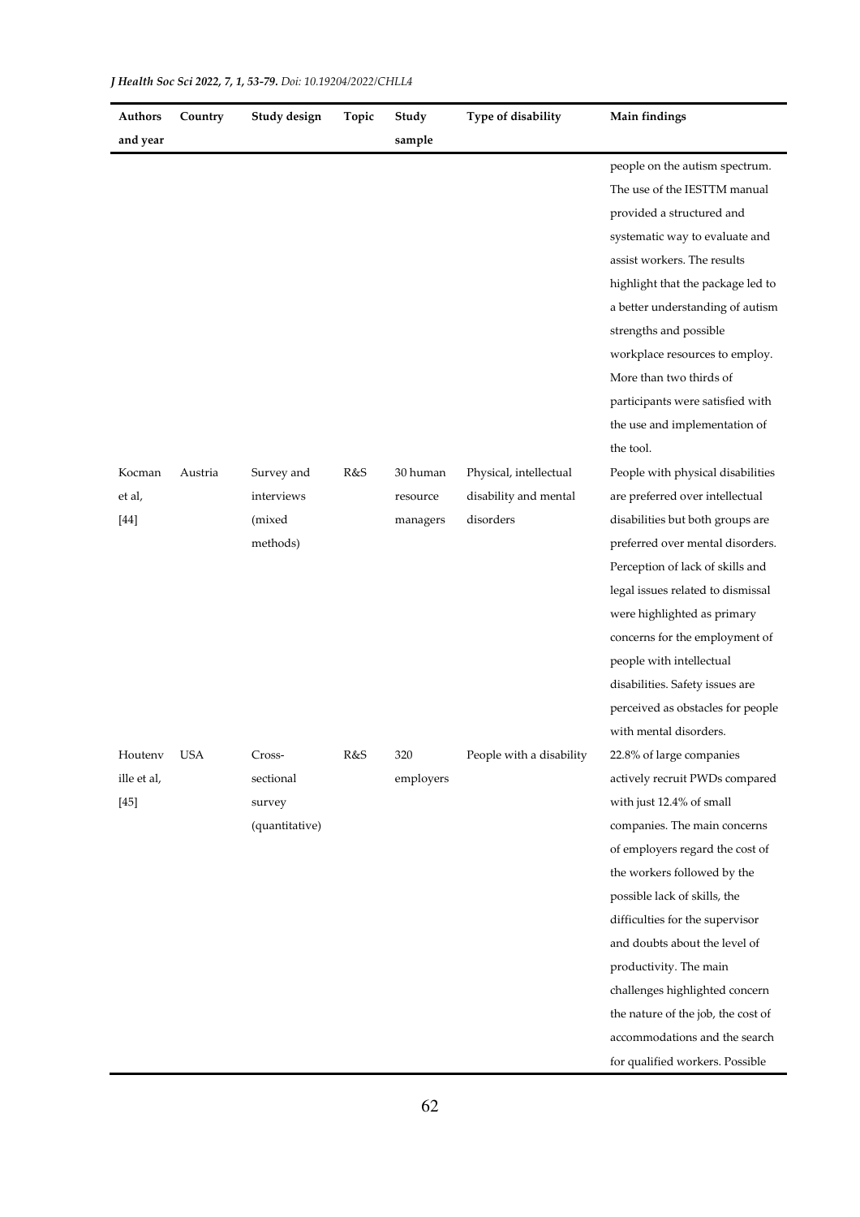| Authors and year | Country | Study design | Topic | Study sample | Type of disability | Main findings |
|---|---|---|---|---|---|---|
| | | | | | | people on the autism spectrum. The use of the IESTTM manual provided a structured and systematic way to evaluate and assist workers. The results highlight that the package led to a better understanding of autism strengths and possible workplace resources to employ. More than two thirds of participants were satisfied with the use and implementation of the tool. |
| Kocman et al, [44] | Austria | Survey and interviews (mixed methods) | R&S | 30 human resource managers | Physical, intellectual disability and mental disorders | People with physical disabilities are preferred over intellectual disabilities but both groups are preferred over mental disorders. Perception of lack of skills and legal issues related to dismissal were highlighted as primary concerns for the employment of people with intellectual disabilities. Safety issues are perceived as obstacles for people with mental disorders. |
| Houtenville et al, [45] | USA | Cross-sectional survey (quantitative) | R&S | 320 employers | People with a disability | 22.8% of large companies actively recruit PWDs compared with just 12.4% of small companies. The main concerns of employers regard the cost of the workers followed by the possible lack of skills, the difficulties for the supervisor and doubts about the level of productivity. The main challenges highlighted concern the nature of the job, the cost of accommodations and the search for qualified workers. Possible |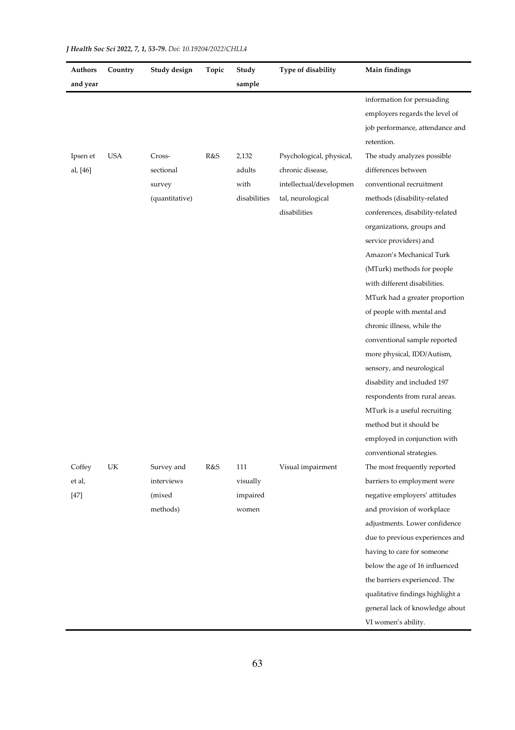| Authors and year | Country | Study design | Topic | Study sample | Type of disability | Main findings |
|---|---|---|---|---|---|---|
| | | | | | | information for persuading employers regards the level of job performance, attendance and retention. |
| Ipsen et al, [46] | USA | Cross-sectional survey (quantitative) | R&S | 2,132 adults with disabilities | Psychological, physical, chronic disease, intellectual/developmental, neurological disabilities | The study analyzes possible differences between conventional recruitment methods (disability-related conferences, disability-related organizations, groups and service providers) and Amazon's Mechanical Turk (MTurk) methods for people with different disabilities. MTurk had a greater proportion of people with mental and chronic illness, while the conventional sample reported more physical, IDD/Autism, sensory, and neurological disability and included 197 respondents from rural areas. MTurk is a useful recruiting method but it should be employed in conjunction with conventional strategies. |
| Coffey et al, [47] | UK | Survey and interviews (mixed methods) | R&S | 111 visually impaired women | Visual impairment | The most frequently reported barriers to employment were negative employers' attitudes and provision of workplace adjustments. Lower confidence due to previous experiences and having to care for someone below the age of 16 influenced the barriers experienced. The qualitative findings highlight a general lack of knowledge about VI women's ability. |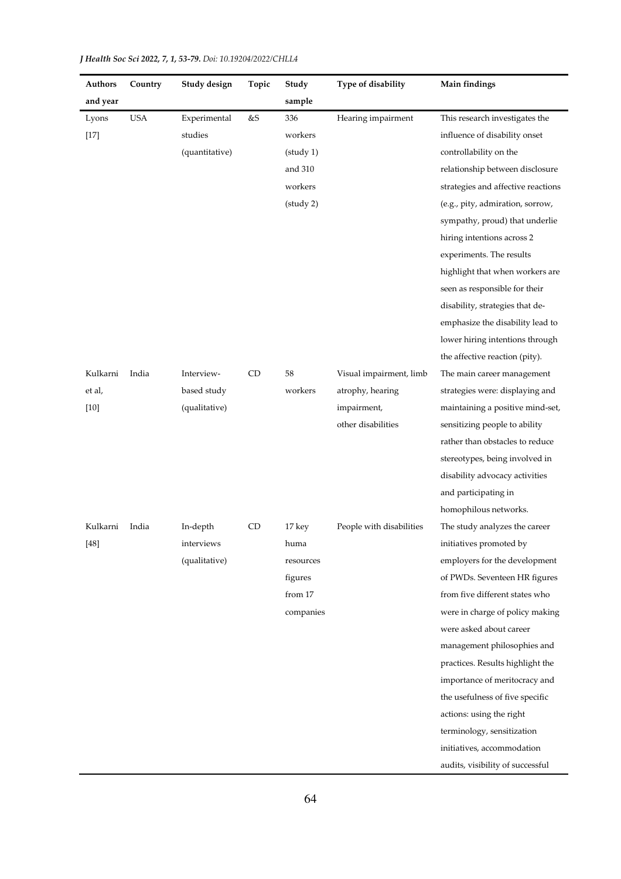| Authors and year | Country | Study design | Topic | Study sample | Type of disability | Main findings |
|---|---|---|---|---|---|---|
| Lyons [17] | USA | Experimental studies (quantitative) | &S | 336 workers (study 1) and 310 workers (study 2) | Hearing impairment | This research investigates the influence of disability onset controllability on the relationship between disclosure strategies and affective reactions (e.g., pity, admiration, sorrow, sympathy, proud) that underlie hiring intentions across 2 experiments. The results highlight that when workers are seen as responsible for their disability, strategies that de-emphasize the disability lead to lower hiring intentions through the affective reaction (pity). |
| Kulkarni et al, [10] | India | Interview-based study (qualitative) | CD | 58 workers | Visual impairment, limb atrophy, hearing impairment, other disabilities | The main career management strategies were: displaying and maintaining a positive mind-set, sensitizing people to ability rather than obstacles to reduce stereotypes, being involved in disability advocacy activities and participating in homophilous networks. |
| Kulkarni [48] | India | In-depth interviews (qualitative) | CD | 17 key huma resources figures from 17 companies | People with disabilities | The study analyzes the career initiatives promoted by employers for the development of PWDs. Seventeen HR figures from five different states who were in charge of policy making were asked about career management philosophies and practices. Results highlight the importance of meritocracy and the usefulness of five specific actions: using the right terminology, sensitization initiatives, accommodation audits, visibility of successful |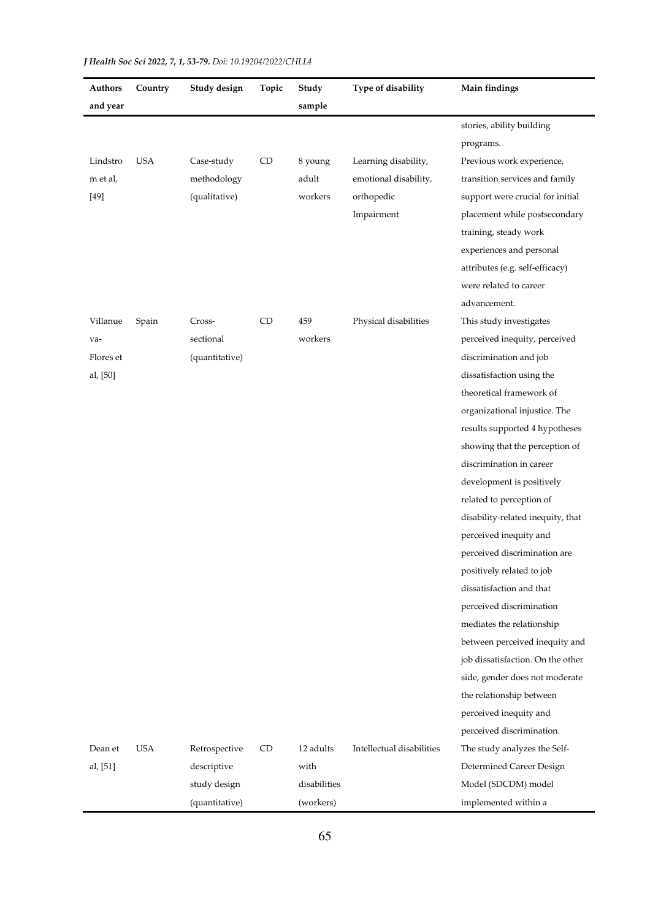| Authors and year | Country | Study design | Topic | Study sample | Type of disability | Main findings |
|---|---|---|---|---|---|---|
| | | | | | | stories, ability building programs. |
| Lindstrom et al, [49] | USA | Case-study methodology (qualitative) | CD | 8 young adult workers | Learning disability, emotional disability, orthopedic Impairment | Previous work experience, transition services and family support were crucial for initial placement while postsecondary training, steady work experiences and personal attributes (e.g. self-efficacy) were related to career advancement. |
| Villanueva-Flores et al, [50] | Spain | Cross-sectional (quantitative) | CD | 459 workers | Physical disabilities | This study investigates perceived inequity, perceived discrimination and job dissatisfaction using the theoretical framework of organizational injustice. The results supported 4 hypotheses showing that the perception of discrimination in career development is positively related to perception of disability-related inequity, that perceived inequity and perceived discrimination are positively related to job dissatisfaction and that perceived discrimination mediates the relationship between perceived inequity and job dissatisfaction. On the other side, gender does not moderate the relationship between perceived inequity and perceived discrimination. |
| Dean et al, [51] | USA | Retrospective descriptive study design (quantitative) | CD | 12 adults with disabilities (workers) | Intellectual disabilities | The study analyzes the Self-Determined Career Design Model (SDCDM) model implemented within a |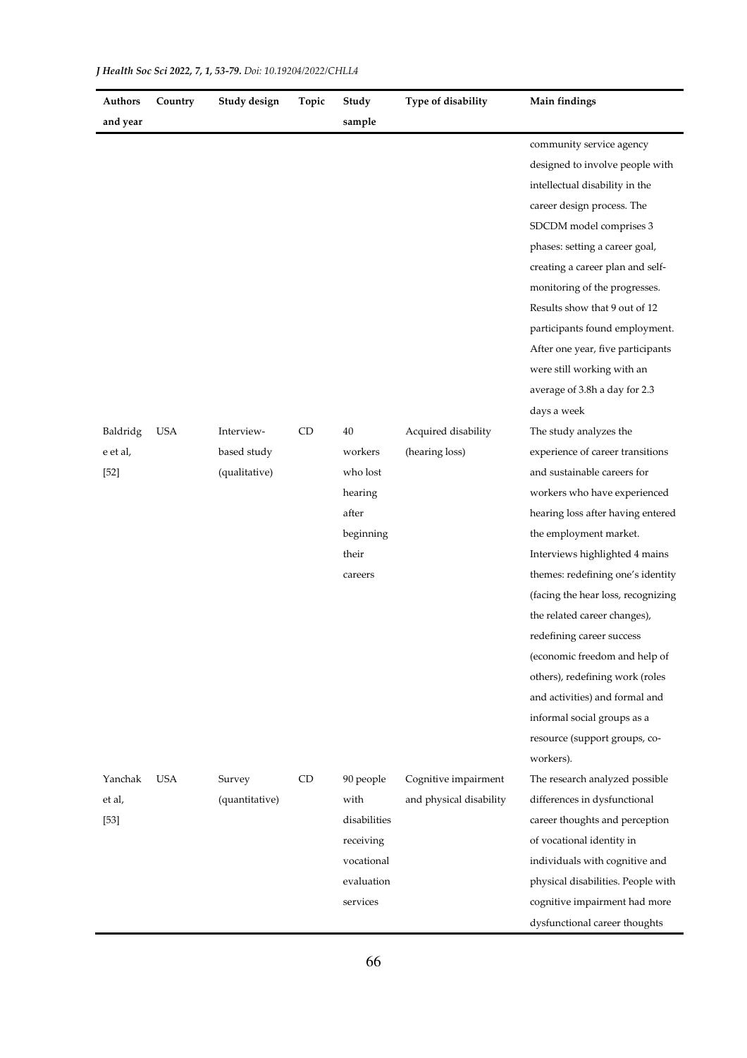| Authors and year | Country | Study design | Topic | Study sample | Type of disability | Main findings |
|---|---|---|---|---|---|---|
| | | | | | | community service agency designed to involve people with intellectual disability in the career design process. The SDCDM model comprises 3 phases: setting a career goal, creating a career plan and self-monitoring of the progresses. Results show that 9 out of 12 participants found employment. After one year, five participants were still working with an average of 3.8h a day for 2.3 days a week |
| Baldridge et al, [52] | USA | Interview-based study (qualitative) | CD | 40 workers who lost hearing after beginning their careers | Acquired disability (hearing loss) | The study analyzes the experience of career transitions and sustainable careers for workers who have experienced hearing loss after having entered the employment market. Interviews highlighted 4 mains themes: redefining one's identity (facing the hear loss, recognizing the related career changes), redefining career success (economic freedom and help of others), redefining work (roles and activities) and formal and informal social groups as a resource (support groups, co-workers). |
| Yanchak et al, [53] | USA | Survey (quantitative) | CD | 90 people with disabilities receiving vocational evaluation services | Cognitive impairment and physical disability | The research analyzed possible differences in dysfunctional career thoughts and perception of vocational identity in individuals with cognitive and physical disabilities. People with cognitive impairment had more dysfunctional career thoughts |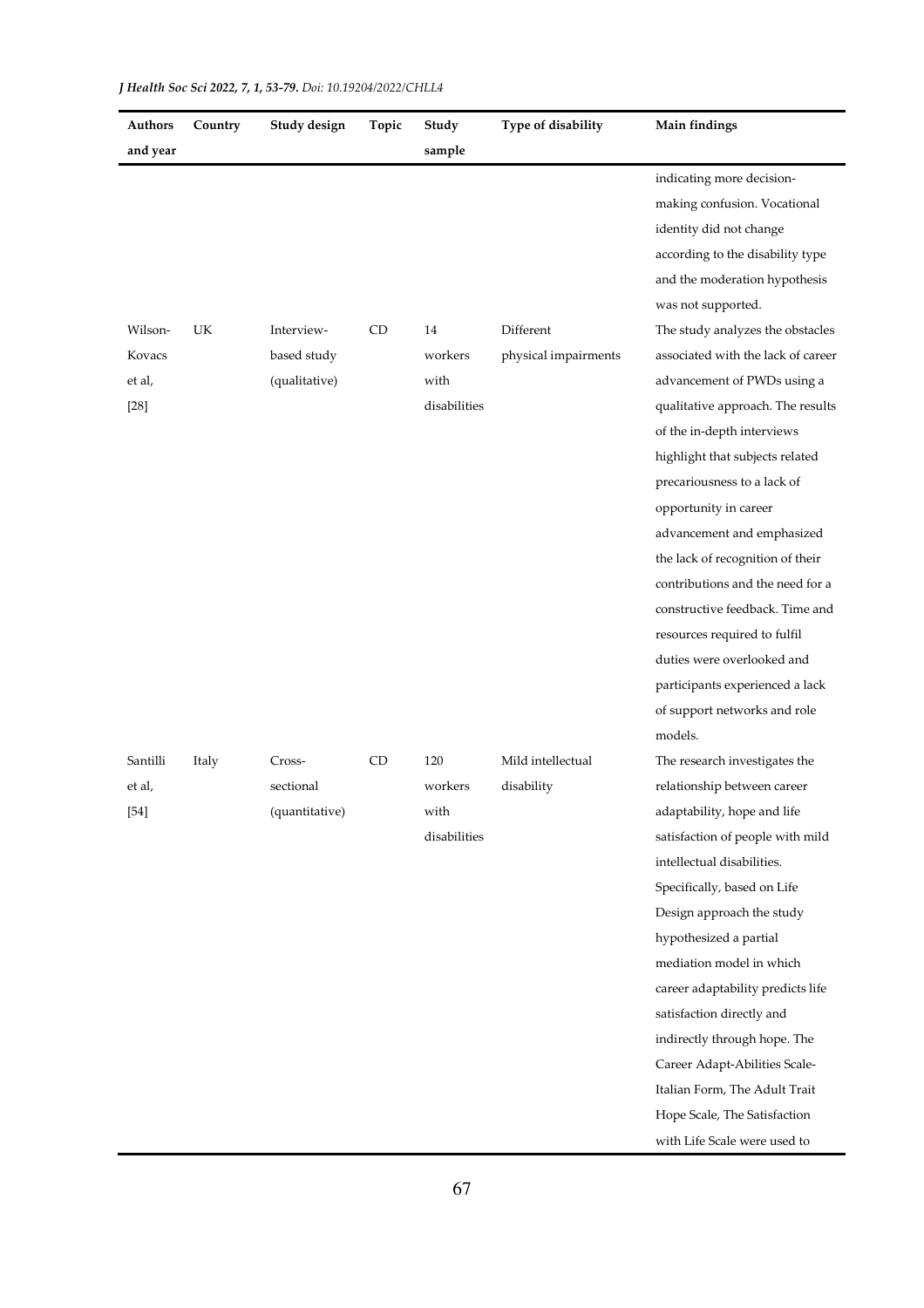| Authors and year | Country | Study design | Topic | Study sample | Type of disability | Main findings |
|---|---|---|---|---|---|---|
| | | | | | | indicating more decision-making confusion. Vocational identity did not change according to the disability type and the moderation hypothesis was not supported. |
| Wilson-Kovacs et al, [28] | UK | Interview-based study (qualitative) | CD | 14 workers with disabilities | Different physical impairments | The study analyzes the obstacles associated with the lack of career advancement of PWDs using a qualitative approach. The results of the in-depth interviews highlight that subjects related precariousness to a lack of opportunity in career advancement and emphasized the lack of recognition of their contributions and the need for a constructive feedback. Time and resources required to fulfil duties were overlooked and participants experienced a lack of support networks and role models. |
| Santilli et al, [54] | Italy | Cross-sectional (quantitative) | CD | 120 workers with disabilities | Mild intellectual disability | The research investigates the relationship between career adaptability, hope and life satisfaction of people with mild intellectual disabilities. Specifically, based on Life Design approach the study hypothesized a partial mediation model in which career adaptability predicts life satisfaction directly and indirectly through hope. The Career Adapt-Abilities Scale-Italian Form, The Adult Trait Hope Scale, The Satisfaction with Life Scale were used to |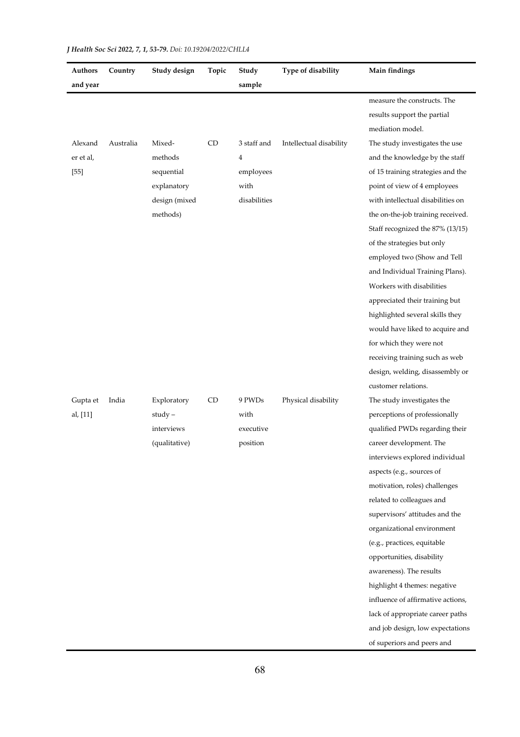| Authors and year | Country | Study design | Topic | Study sample | Type of disability | Main findings |
|---|---|---|---|---|---|---|
| | | | | | | measure the constructs. The results support the partial mediation model. |
| Alexander et al, [55] | Australia | Mixed-methods sequential explanatory design (mixed methods) | CD | 3 staff and 4 employees with disabilities | Intellectual disability | The study investigates the use and the knowledge by the staff of 15 training strategies and the point of view of 4 employees with intellectual disabilities on the on-the-job training received. Staff recognized the 87% (13/15) of the strategies but only employed two (Show and Tell and Individual Training Plans). Workers with disabilities appreciated their training but highlighted several skills they would have liked to acquire and for which they were not receiving training such as web design, welding, disassembly or customer relations. |
| Gupta et al, [11] | India | Exploratory study – interviews (qualitative) | CD | 9 PWDs with executive position | Physical disability | The study investigates the perceptions of professionally qualified PWDs regarding their career development. The interviews explored individual aspects (e.g., sources of motivation, roles) challenges related to colleagues and supervisors' attitudes and the organizational environment (e.g., practices, equitable opportunities, disability awareness). The results highlight 4 themes: negative influence of affirmative actions, lack of appropriate career paths and job design, low expectations of superiors and peers and |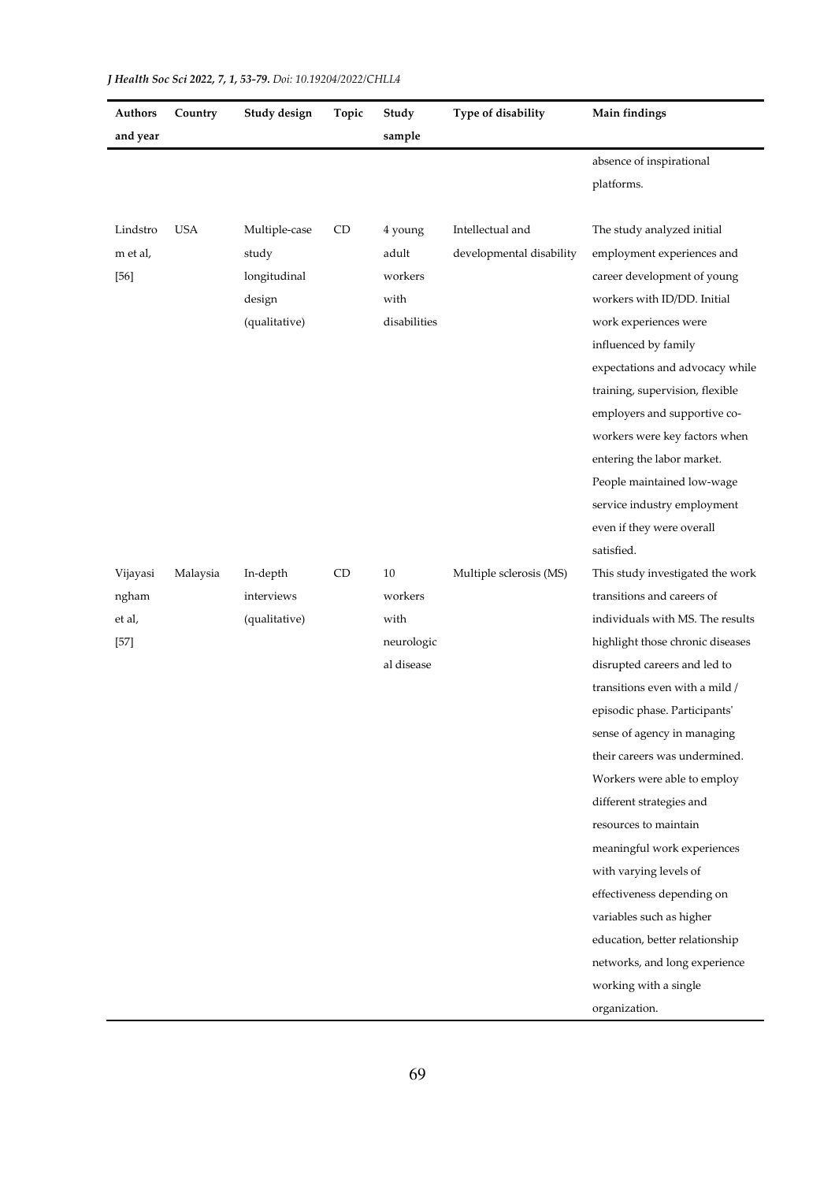| Authors and year | Country | Study design | Topic | Study sample | Type of disability | Main findings |
|---|---|---|---|---|---|---|
| | | | | | | absence of inspirational platforms. |
| Lindstrom et al, [56] | USA | Multiple-case study longitudinal design (qualitative) | CD | 4 young adult workers with disabilities | Intellectual and developmental disability | The study analyzed initial employment experiences and career development of young workers with ID/DD. Initial work experiences were influenced by family expectations and advocacy while training, supervision, flexible employers and supportive co-workers were key factors when entering the labor market. People maintained low-wage service industry employment even if they were overall satisfied. |
| Vijayasingham et al, [57] | Malaysia | In-depth interviews (qualitative) | CD | 10 workers with neurological disease | Multiple sclerosis (MS) | This study investigated the work transitions and careers of individuals with MS. The results highlight those chronic diseases disrupted careers and led to transitions even with a mild / episodic phase. Participants' sense of agency in managing their careers was undermined. Workers were able to employ different strategies and resources to maintain meaningful work experiences with varying levels of effectiveness depending on variables such as higher education, better relationship networks, and long experience working with a single organization. |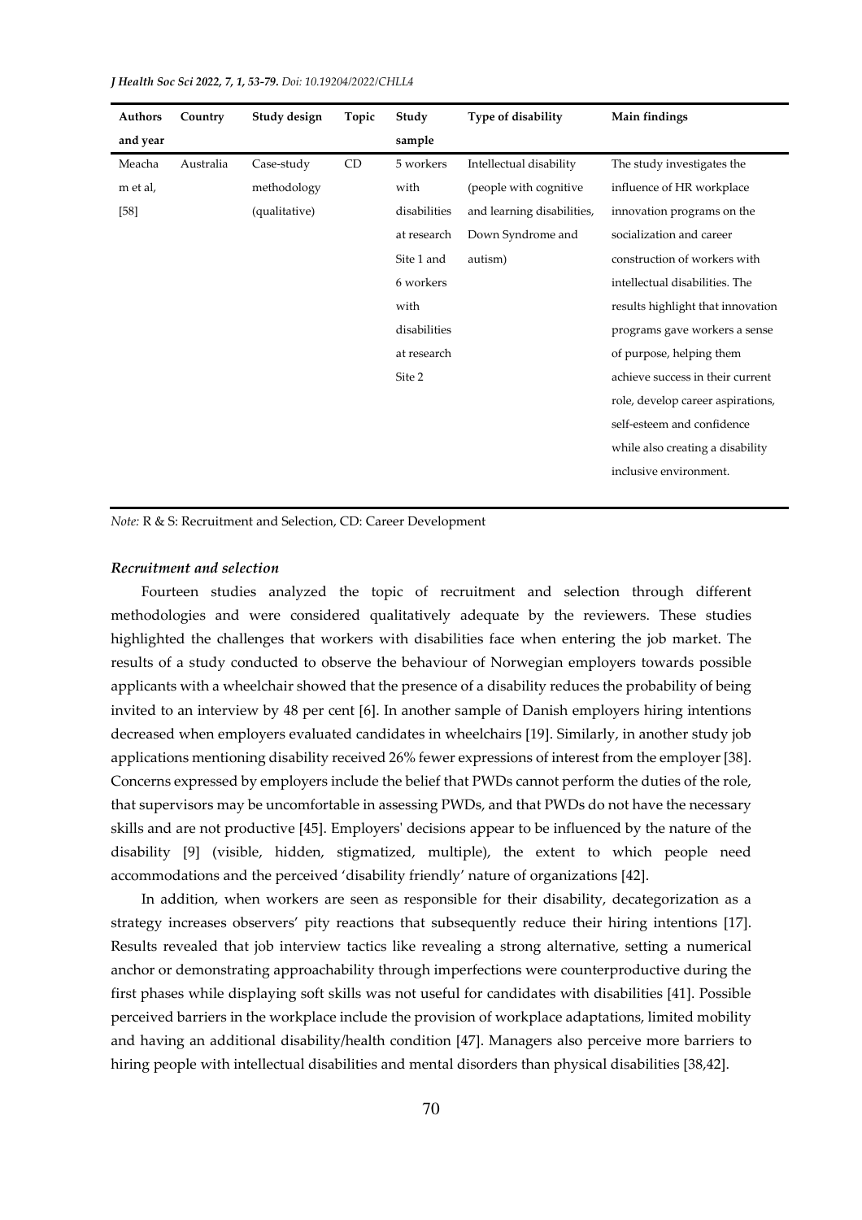| Authors and year | Country | Study design | Topic | Study sample | Type of disability | Main findings |
|---|---|---|---|---|---|---|
| Meacham et al, [58] | Australia | Case-study methodology (qualitative) | CD | 5 workers with disabilities at research Site 1 and 6 workers with disabilities at research Site 2 | Intellectual disability (people with cognitive and learning disabilities, Down Syndrome and autism) | The study investigates the influence of HR workplace innovation programs on the socialization and career construction of workers with intellectual disabilities. The results highlight that innovation programs gave workers a sense of purpose, helping them achieve success in their current role, develop career aspirations, self-esteem and confidence while also creating a disability inclusive environment. |

*Note:* R & S: Recruitment and Selection, CD: Career Development

### *Recruitment and selection*

Fourteen studies analyzed the topic of recruitment and selection through different methodologies and were considered qualitatively adequate by the reviewers. These studies highlighted the challenges that workers with disabilities face when entering the job market. The results of a study conducted to observe the behaviour of Norwegian employers towards possible applicants with a wheelchair showed that the presence of a disability reduces the probability of being invited to an interview by 48 per cent [6]. In another sample of Danish employers hiring intentions decreased when employers evaluated candidates in wheelchairs [19]. Similarly, in another study job applications mentioning disability received 26% fewer expressions of interest from the employer [38]. Concerns expressed by employers include the belief that PWDs cannot perform the duties of the role, that supervisors may be uncomfortable in assessing PWDs, and that PWDs do not have the necessary skills and are not productive [45]. Employers' decisions appear to be influenced by the nature of the disability [9] (visible, hidden, stigmatized, multiple), the extent to which people need accommodations and the perceived 'disability friendly' nature of organizations [42].

In addition, when workers are seen as responsible for their disability, decategorization as a strategy increases observers' pity reactions that subsequently reduce their hiring intentions [17]. Results revealed that job interview tactics like revealing a strong alternative, setting a numerical anchor or demonstrating approachability through imperfections were counterproductive during the first phases while displaying soft skills was not useful for candidates with disabilities [41]. Possible perceived barriers in the workplace include the provision of workplace adaptations, limited mobility and having an additional disability/health condition [47]. Managers also perceive more barriers to hiring people with intellectual disabilities and mental disorders than physical disabilities [38,42].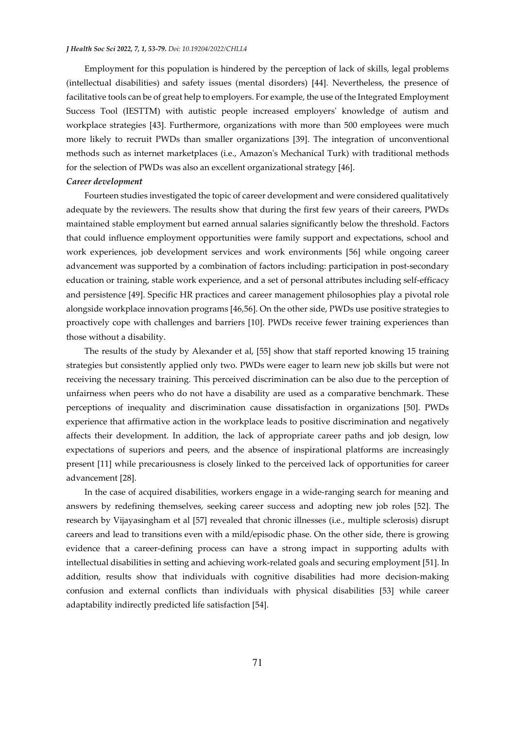Employment for this population is hindered by the perception of lack of skills, legal problems (intellectual disabilities) and safety issues (mental disorders) [44]. Nevertheless, the presence of facilitative tools can be of great help to employers. For example, the use of the Integrated Employment Success Tool (IESTTM) with autistic people increased employers' knowledge of autism and workplace strategies [43]. Furthermore, organizations with more than 500 employees were much more likely to recruit PWDs than smaller organizations [39]. The integration of unconventional methods such as internet marketplaces (i.e., Amazon's Mechanical Turk) with traditional methods for the selection of PWDs was also an excellent organizational strategy [46].

***Career development***

Fourteen studies investigated the topic of career development and were considered qualitatively adequate by the reviewers. The results show that during the first few years of their careers, PWDs maintained stable employment but earned annual salaries significantly below the threshold. Factors that could influence employment opportunities were family support and expectations, school and work experiences, job development services and work environments [56] while ongoing career advancement was supported by a combination of factors including: participation in post-secondary education or training, stable work experience, and a set of personal attributes including self-efficacy and persistence [49]. Specific HR practices and career management philosophies play a pivotal role alongside workplace innovation programs [46,56]. On the other side, PWDs use positive strategies to proactively cope with challenges and barriers [10]. PWDs receive fewer training experiences than those without a disability.

The results of the study by Alexander et al, [55] show that staff reported knowing 15 training strategies but consistently applied only two. PWDs were eager to learn new job skills but were not receiving the necessary training. This perceived discrimination can be also due to the perception of unfairness when peers who do not have a disability are used as a comparative benchmark. These perceptions of inequality and discrimination cause dissatisfaction in organizations [50]. PWDs experience that affirmative action in the workplace leads to positive discrimination and negatively affects their development. In addition, the lack of appropriate career paths and job design, low expectations of superiors and peers, and the absence of inspirational platforms are increasingly present [11] while precariousness is closely linked to the perceived lack of opportunities for career advancement [28].

In the case of acquired disabilities, workers engage in a wide-ranging search for meaning and answers by redefining themselves, seeking career success and adopting new job roles [52]. The research by Vijayasingham et al [57] revealed that chronic illnesses (i.e., multiple sclerosis) disrupt careers and lead to transitions even with a mild/episodic phase. On the other side, there is growing evidence that a career-defining process can have a strong impact in supporting adults with intellectual disabilities in setting and achieving work-related goals and securing employment [51]. In addition, results show that individuals with cognitive disabilities had more decision-making confusion and external conflicts than individuals with physical disabilities [53] while career adaptability indirectly predicted life satisfaction [54].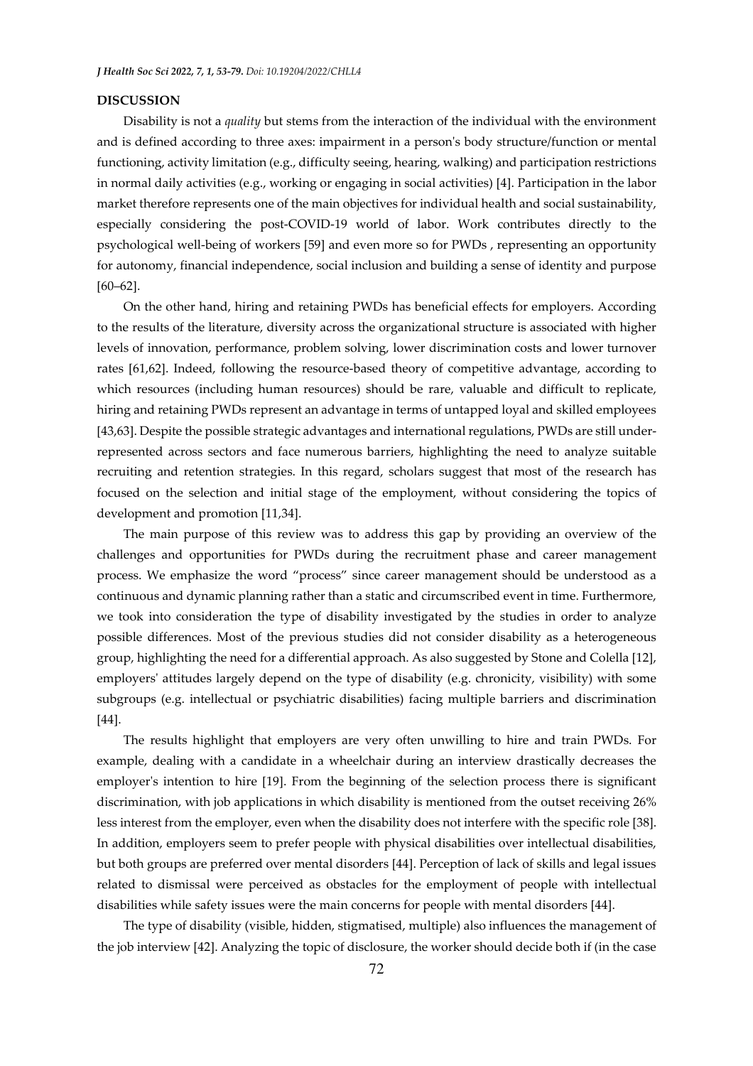## DISCUSSION

Disability is not a *quality* but stems from the interaction of the individual with the environment and is defined according to three axes: impairment in a person's body structure/function or mental functioning, activity limitation (e.g., difficulty seeing, hearing, walking) and participation restrictions in normal daily activities (e.g., working or engaging in social activities) [4]. Participation in the labor market therefore represents one of the main objectives for individual health and social sustainability, especially considering the post-COVID-19 world of labor. Work contributes directly to the psychological well-being of workers [59] and even more so for PWDs , representing an opportunity for autonomy, financial independence, social inclusion and building a sense of identity and purpose [60–62].

On the other hand, hiring and retaining PWDs has beneficial effects for employers. According to the results of the literature, diversity across the organizational structure is associated with higher levels of innovation, performance, problem solving, lower discrimination costs and lower turnover rates [61,62]. Indeed, following the resource-based theory of competitive advantage, according to which resources (including human resources) should be rare, valuable and difficult to replicate, hiring and retaining PWDs represent an advantage in terms of untapped loyal and skilled employees [43,63]. Despite the possible strategic advantages and international regulations, PWDs are still under-represented across sectors and face numerous barriers, highlighting the need to analyze suitable recruiting and retention strategies. In this regard, scholars suggest that most of the research has focused on the selection and initial stage of the employment, without considering the topics of development and promotion [11,34].

The main purpose of this review was to address this gap by providing an overview of the challenges and opportunities for PWDs during the recruitment phase and career management process. We emphasize the word "process" since career management should be understood as a continuous and dynamic planning rather than a static and circumscribed event in time. Furthermore, we took into consideration the type of disability investigated by the studies in order to analyze possible differences. Most of the previous studies did not consider disability as a heterogeneous group, highlighting the need for a differential approach. As also suggested by Stone and Colella [12], employers' attitudes largely depend on the type of disability (e.g. chronicity, visibility) with some subgroups (e.g. intellectual or psychiatric disabilities) facing multiple barriers and discrimination [44].

The results highlight that employers are very often unwilling to hire and train PWDs. For example, dealing with a candidate in a wheelchair during an interview drastically decreases the employer's intention to hire [19]. From the beginning of the selection process there is significant discrimination, with job applications in which disability is mentioned from the outset receiving 26% less interest from the employer, even when the disability does not interfere with the specific role [38]. In addition, employers seem to prefer people with physical disabilities over intellectual disabilities, but both groups are preferred over mental disorders [44]. Perception of lack of skills and legal issues related to dismissal were perceived as obstacles for the employment of people with intellectual disabilities while safety issues were the main concerns for people with mental disorders [44].

The type of disability (visible, hidden, stigmatised, multiple) also influences the management of the job interview [42]. Analyzing the topic of disclosure, the worker should decide both if (in the case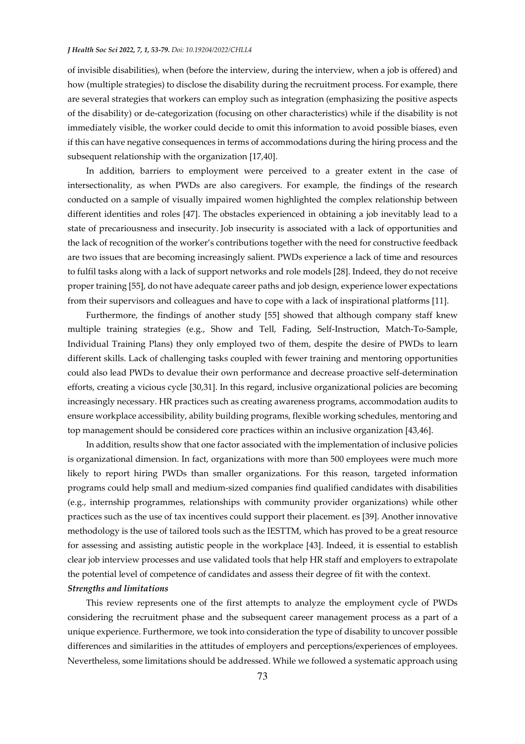of invisible disabilities), when (before the interview, during the interview, when a job is offered) and how (multiple strategies) to disclose the disability during the recruitment process. For example, there are several strategies that workers can employ such as integration (emphasizing the positive aspects of the disability) or de-categorization (focusing on other characteristics) while if the disability is not immediately visible, the worker could decide to omit this information to avoid possible biases, even if this can have negative consequences in terms of accommodations during the hiring process and the subsequent relationship with the organization [17,40].

In addition, barriers to employment were perceived to a greater extent in the case of intersectionality, as when PWDs are also caregivers. For example, the findings of the research conducted on a sample of visually impaired women highlighted the complex relationship between different identities and roles [47]. The obstacles experienced in obtaining a job inevitably lead to a state of precariousness and insecurity. Job insecurity is associated with a lack of opportunities and the lack of recognition of the worker's contributions together with the need for constructive feedback are two issues that are becoming increasingly salient. PWDs experience a lack of time and resources to fulfil tasks along with a lack of support networks and role models [28]. Indeed, they do not receive proper training [55], do not have adequate career paths and job design, experience lower expectations from their supervisors and colleagues and have to cope with a lack of inspirational platforms [11].

Furthermore, the findings of another study [55] showed that although company staff knew multiple training strategies (e.g., Show and Tell, Fading, Self-Instruction, Match-To-Sample, Individual Training Plans) they only employed two of them, despite the desire of PWDs to learn different skills. Lack of challenging tasks coupled with fewer training and mentoring opportunities could also lead PWDs to devalue their own performance and decrease proactive self-determination efforts, creating a vicious cycle [30,31]. In this regard, inclusive organizational policies are becoming increasingly necessary. HR practices such as creating awareness programs, accommodation audits to ensure workplace accessibility, ability building programs, flexible working schedules, mentoring and top management should be considered core practices within an inclusive organization [43,46].

In addition, results show that one factor associated with the implementation of inclusive policies is organizational dimension. In fact, organizations with more than 500 employees were much more likely to report hiring PWDs than smaller organizations. For this reason, targeted information programs could help small and medium-sized companies find qualified candidates with disabilities (e.g., internship programmes, relationships with community provider organizations) while other practices such as the use of tax incentives could support their placement. es [39]. Another innovative methodology is the use of tailored tools such as the IESTTM, which has proved to be a great resource for assessing and assisting autistic people in the workplace [43]. Indeed, it is essential to establish clear job interview processes and use validated tools that help HR staff and employers to extrapolate the potential level of competence of candidates and assess their degree of fit with the context.

***Strengths and limitations***

This review represents one of the first attempts to analyze the employment cycle of PWDs considering the recruitment phase and the subsequent career management process as a part of a unique experience. Furthermore, we took into consideration the type of disability to uncover possible differences and similarities in the attitudes of employers and perceptions/experiences of employees. Nevertheless, some limitations should be addressed. While we followed a systematic approach using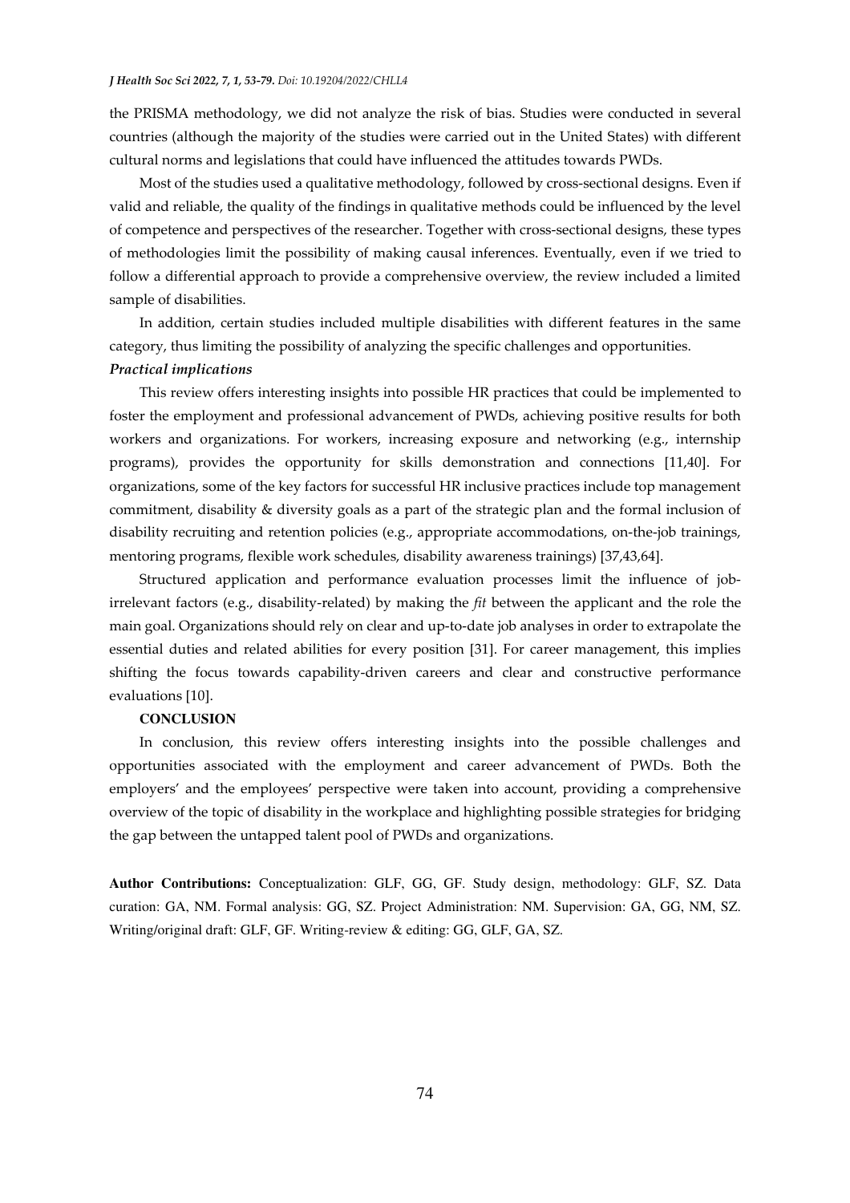the PRISMA methodology, we did not analyze the risk of bias. Studies were conducted in several countries (although the majority of the studies were carried out in the United States) with different cultural norms and legislations that could have influenced the attitudes towards PWDs.

Most of the studies used a qualitative methodology, followed by cross-sectional designs. Even if valid and reliable, the quality of the findings in qualitative methods could be influenced by the level of competence and perspectives of the researcher. Together with cross-sectional designs, these types of methodologies limit the possibility of making causal inferences. Eventually, even if we tried to follow a differential approach to provide a comprehensive overview, the review included a limited sample of disabilities.

In addition, certain studies included multiple disabilities with different features in the same category, thus limiting the possibility of analyzing the specific challenges and opportunities.

***Practical implications***

This review offers interesting insights into possible HR practices that could be implemented to foster the employment and professional advancement of PWDs, achieving positive results for both workers and organizations. For workers, increasing exposure and networking (e.g., internship programs), provides the opportunity for skills demonstration and connections [11,40]. For organizations, some of the key factors for successful HR inclusive practices include top management commitment, disability & diversity goals as a part of the strategic plan and the formal inclusion of disability recruiting and retention policies (e.g., appropriate accommodations, on-the-job trainings, mentoring programs, flexible work schedules, disability awareness trainings) [37,43,64].

Structured application and performance evaluation processes limit the influence of job-irrelevant factors (e.g., disability-related) by making the *fit* between the applicant and the role the main goal. Organizations should rely on clear and up-to-date job analyses in order to extrapolate the essential duties and related abilities for every position [31]. For career management, this implies shifting the focus towards capability-driven careers and clear and constructive performance evaluations [10].

**CONCLUSION**

In conclusion, this review offers interesting insights into the possible challenges and opportunities associated with the employment and career advancement of PWDs. Both the employers' and the employees' perspective were taken into account, providing a comprehensive overview of the topic of disability in the workplace and highlighting possible strategies for bridging the gap between the untapped talent pool of PWDs and organizations.

**Author Contributions:** Conceptualization: GLF, GG, GF. Study design, methodology: GLF, SZ. Data curation: GA, NM. Formal analysis: GG, SZ. Project Administration: NM. Supervision: GA, GG, NM, SZ. Writing/original draft: GLF, GF. Writing-review & editing: GG, GLF, GA, SZ.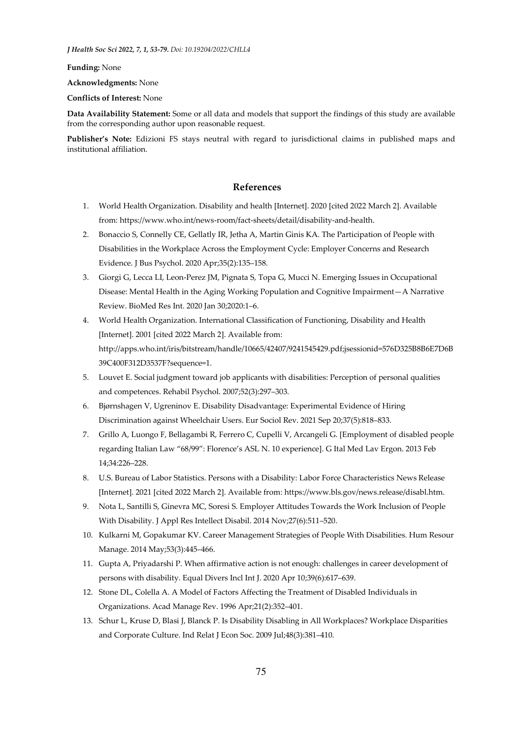**Funding:** None

**Acknowledgments:** None

**Conflicts of Interest:** None

**Data Availability Statement:** Some or all data and models that support the findings of this study are available from the corresponding author upon reasonable request.

**Publisher's Note:** Edizioni FS stays neutral with regard to jurisdictional claims in published maps and institutional affiliation.

## References

1. World Health Organization. Disability and health [Internet]. 2020 [cited 2022 March 2]. Available from: https://www.who.int/news-room/fact-sheets/detail/disability-and-health.
2. Bonaccio S, Connelly CE, Gellatly IR, Jetha A, Martin Ginis KA. The Participation of People with Disabilities in the Workplace Across the Employment Cycle: Employer Concerns and Research Evidence. J Bus Psychol. 2020 Apr;35(2):135–158.
3. Giorgi G, Lecca LI, Leon-Perez JM, Pignata S, Topa G, Mucci N. Emerging Issues in Occupational Disease: Mental Health in the Aging Working Population and Cognitive Impairment—A Narrative Review. BioMed Res Int. 2020 Jan 30;2020:1–6.
4. World Health Organization. International Classification of Functioning, Disability and Health [Internet]. 2001 [cited 2022 March 2]. Available from: http://apps.who.int/iris/bitstream/handle/10665/42407/9241545429.pdf;jsessionid=576D325B8B6E7D6B39C400F312D3537F?sequence=1.
5. Louvet E. Social judgment toward job applicants with disabilities: Perception of personal qualities and competences. Rehabil Psychol. 2007;52(3):297–303.
6. Bjørnshagen V, Ugreninov E. Disability Disadvantage: Experimental Evidence of Hiring Discrimination against Wheelchair Users. Eur Sociol Rev. 2021 Sep 20;37(5):818–833.
7. Grillo A, Luongo F, Bellagambi R, Ferrero C, Cupelli V, Arcangeli G. [Employment of disabled people regarding Italian Law "68/99": Florence's ASL N. 10 experience]. G Ital Med Lav Ergon. 2013 Feb 14;34:226–228.
8. U.S. Bureau of Labor Statistics. Persons with a Disability: Labor Force Characteristics News Release [Internet]. 2021 [cited 2022 March 2]. Available from: https://www.bls.gov/news.release/disabl.htm.
9. Nota L, Santilli S, Ginevra MC, Soresi S. Employer Attitudes Towards the Work Inclusion of People With Disability. J Appl Res Intellect Disabil. 2014 Nov;27(6):511–520.
10. Kulkarni M, Gopakumar KV. Career Management Strategies of People With Disabilities. Hum Resour Manage. 2014 May;53(3):445–466.
11. Gupta A, Priyadarshi P. When affirmative action is not enough: challenges in career development of persons with disability. Equal Divers Incl Int J. 2020 Apr 10;39(6):617–639.
12. Stone DL, Colella A. A Model of Factors Affecting the Treatment of Disabled Individuals in Organizations. Acad Manage Rev. 1996 Apr;21(2):352–401.
13. Schur L, Kruse D, Blasi J, Blanck P. Is Disability Disabling in All Workplaces? Workplace Disparities and Corporate Culture. Ind Relat J Econ Soc. 2009 Jul;48(3):381–410.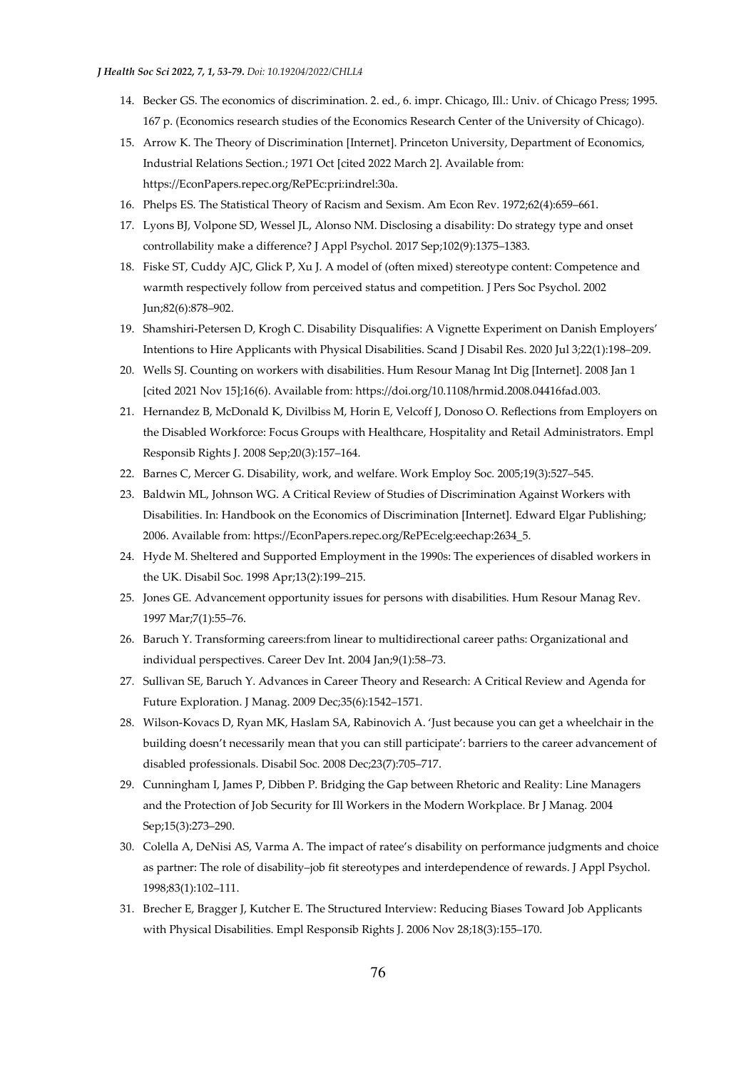14. Becker GS. The economics of discrimination. 2. ed., 6. impr. Chicago, Ill.: Univ. of Chicago Press; 1995. 167 p. (Economics research studies of the Economics Research Center of the University of Chicago).
15. Arrow K. The Theory of Discrimination [Internet]. Princeton University, Department of Economics, Industrial Relations Section.; 1971 Oct [cited 2022 March 2]. Available from: https://EconPapers.repec.org/RePEc:pri:indrel:30a.
16. Phelps ES. The Statistical Theory of Racism and Sexism. Am Econ Rev. 1972;62(4):659–661.
17. Lyons BJ, Volpone SD, Wessel JL, Alonso NM. Disclosing a disability: Do strategy type and onset controllability make a difference? J Appl Psychol. 2017 Sep;102(9):1375–1383.
18. Fiske ST, Cuddy AJC, Glick P, Xu J. A model of (often mixed) stereotype content: Competence and warmth respectively follow from perceived status and competition. J Pers Soc Psychol. 2002 Jun;82(6):878–902.
19. Shamshiri-Petersen D, Krogh C. Disability Disqualifies: A Vignette Experiment on Danish Employers' Intentions to Hire Applicants with Physical Disabilities. Scand J Disabil Res. 2020 Jul 3;22(1):198–209.
20. Wells SJ. Counting on workers with disabilities. Hum Resour Manag Int Dig [Internet]. 2008 Jan 1 [cited 2021 Nov 15];16(6). Available from: https://doi.org/10.1108/hrmid.2008.04416fad.003.
21. Hernandez B, McDonald K, Divilbiss M, Horin E, Velcoff J, Donoso O. Reflections from Employers on the Disabled Workforce: Focus Groups with Healthcare, Hospitality and Retail Administrators. Empl Responsib Rights J. 2008 Sep;20(3):157–164.
22. Barnes C, Mercer G. Disability, work, and welfare. Work Employ Soc. 2005;19(3):527–545.
23. Baldwin ML, Johnson WG. A Critical Review of Studies of Discrimination Against Workers with Disabilities. In: Handbook on the Economics of Discrimination [Internet]. Edward Elgar Publishing; 2006. Available from: https://EconPapers.repec.org/RePEc:elg:eechap:2634_5.
24. Hyde M. Sheltered and Supported Employment in the 1990s: The experiences of disabled workers in the UK. Disabil Soc. 1998 Apr;13(2):199–215.
25. Jones GE. Advancement opportunity issues for persons with disabilities. Hum Resour Manag Rev. 1997 Mar;7(1):55–76.
26. Baruch Y. Transforming careers:from linear to multidirectional career paths: Organizational and individual perspectives. Career Dev Int. 2004 Jan;9(1):58–73.
27. Sullivan SE, Baruch Y. Advances in Career Theory and Research: A Critical Review and Agenda for Future Exploration. J Manag. 2009 Dec;35(6):1542–1571.
28. Wilson-Kovacs D, Ryan MK, Haslam SA, Rabinovich A. 'Just because you can get a wheelchair in the building doesn't necessarily mean that you can still participate': barriers to the career advancement of disabled professionals. Disabil Soc. 2008 Dec;23(7):705–717.
29. Cunningham I, James P, Dibben P. Bridging the Gap between Rhetoric and Reality: Line Managers and the Protection of Job Security for Ill Workers in the Modern Workplace. Br J Manag. 2004 Sep;15(3):273–290.
30. Colella A, DeNisi AS, Varma A. The impact of ratee's disability on performance judgments and choice as partner: The role of disability–job fit stereotypes and interdependence of rewards. J Appl Psychol. 1998;83(1):102–111.
31. Brecher E, Bragger J, Kutcher E. The Structured Interview: Reducing Biases Toward Job Applicants with Physical Disabilities. Empl Responsib Rights J. 2006 Nov 28;18(3):155–170.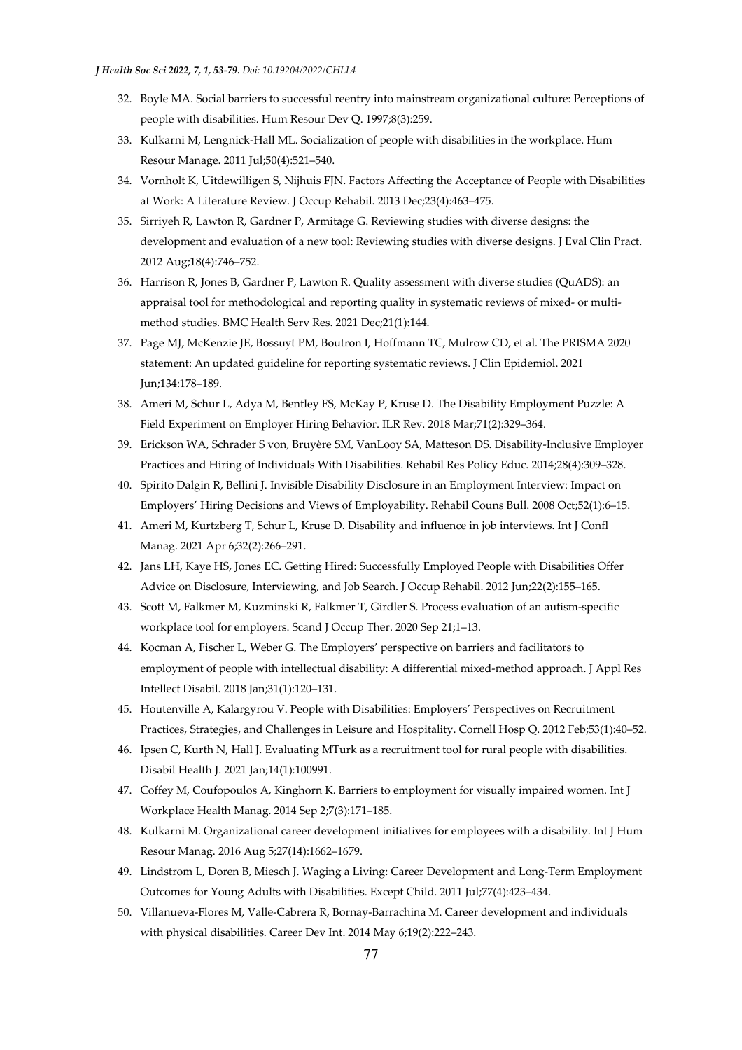32. Boyle MA. Social barriers to successful reentry into mainstream organizational culture: Perceptions of people with disabilities. Hum Resour Dev Q. 1997;8(3):259.
33. Kulkarni M, Lengnick-Hall ML. Socialization of people with disabilities in the workplace. Hum Resour Manage. 2011 Jul;50(4):521–540.
34. Vornholt K, Uitdewilligen S, Nijhuis FJN. Factors Affecting the Acceptance of People with Disabilities at Work: A Literature Review. J Occup Rehabil. 2013 Dec;23(4):463–475.
35. Sirriyeh R, Lawton R, Gardner P, Armitage G. Reviewing studies with diverse designs: the development and evaluation of a new tool: Reviewing studies with diverse designs. J Eval Clin Pract. 2012 Aug;18(4):746–752.
36. Harrison R, Jones B, Gardner P, Lawton R. Quality assessment with diverse studies (QuADS): an appraisal tool for methodological and reporting quality in systematic reviews of mixed- or multi-method studies. BMC Health Serv Res. 2021 Dec;21(1):144.
37. Page MJ, McKenzie JE, Bossuyt PM, Boutron I, Hoffmann TC, Mulrow CD, et al. The PRISMA 2020 statement: An updated guideline for reporting systematic reviews. J Clin Epidemiol. 2021 Jun;134:178–189.
38. Ameri M, Schur L, Adya M, Bentley FS, McKay P, Kruse D. The Disability Employment Puzzle: A Field Experiment on Employer Hiring Behavior. ILR Rev. 2018 Mar;71(2):329–364.
39. Erickson WA, Schrader S von, Bruyère SM, VanLooy SA, Matteson DS. Disability-Inclusive Employer Practices and Hiring of Individuals With Disabilities. Rehabil Res Policy Educ. 2014;28(4):309–328.
40. Spirito Dalgin R, Bellini J. Invisible Disability Disclosure in an Employment Interview: Impact on Employers' Hiring Decisions and Views of Employability. Rehabil Couns Bull. 2008 Oct;52(1):6–15.
41. Ameri M, Kurtzberg T, Schur L, Kruse D. Disability and influence in job interviews. Int J Confl Manag. 2021 Apr 6;32(2):266–291.
42. Jans LH, Kaye HS, Jones EC. Getting Hired: Successfully Employed People with Disabilities Offer Advice on Disclosure, Interviewing, and Job Search. J Occup Rehabil. 2012 Jun;22(2):155–165.
43. Scott M, Falkmer M, Kuzminski R, Falkmer T, Girdler S. Process evaluation of an autism-specific workplace tool for employers. Scand J Occup Ther. 2020 Sep 21;1–13.
44. Kocman A, Fischer L, Weber G. The Employers' perspective on barriers and facilitators to employment of people with intellectual disability: A differential mixed-method approach. J Appl Res Intellect Disabil. 2018 Jan;31(1):120–131.
45. Houtenville A, Kalargyrou V. People with Disabilities: Employers' Perspectives on Recruitment Practices, Strategies, and Challenges in Leisure and Hospitality. Cornell Hosp Q. 2012 Feb;53(1):40–52.
46. Ipsen C, Kurth N, Hall J. Evaluating MTurk as a recruitment tool for rural people with disabilities. Disabil Health J. 2021 Jan;14(1):100991.
47. Coffey M, Coufopoulos A, Kinghorn K. Barriers to employment for visually impaired women. Int J Workplace Health Manag. 2014 Sep 2;7(3):171–185.
48. Kulkarni M. Organizational career development initiatives for employees with a disability. Int J Hum Resour Manag. 2016 Aug 5;27(14):1662–1679.
49. Lindstrom L, Doren B, Miesch J. Waging a Living: Career Development and Long-Term Employment Outcomes for Young Adults with Disabilities. Except Child. 2011 Jul;77(4):423–434.
50. Villanueva-Flores M, Valle-Cabrera R, Bornay-Barrachina M. Career development and individuals with physical disabilities. Career Dev Int. 2014 May 6;19(2):222–243.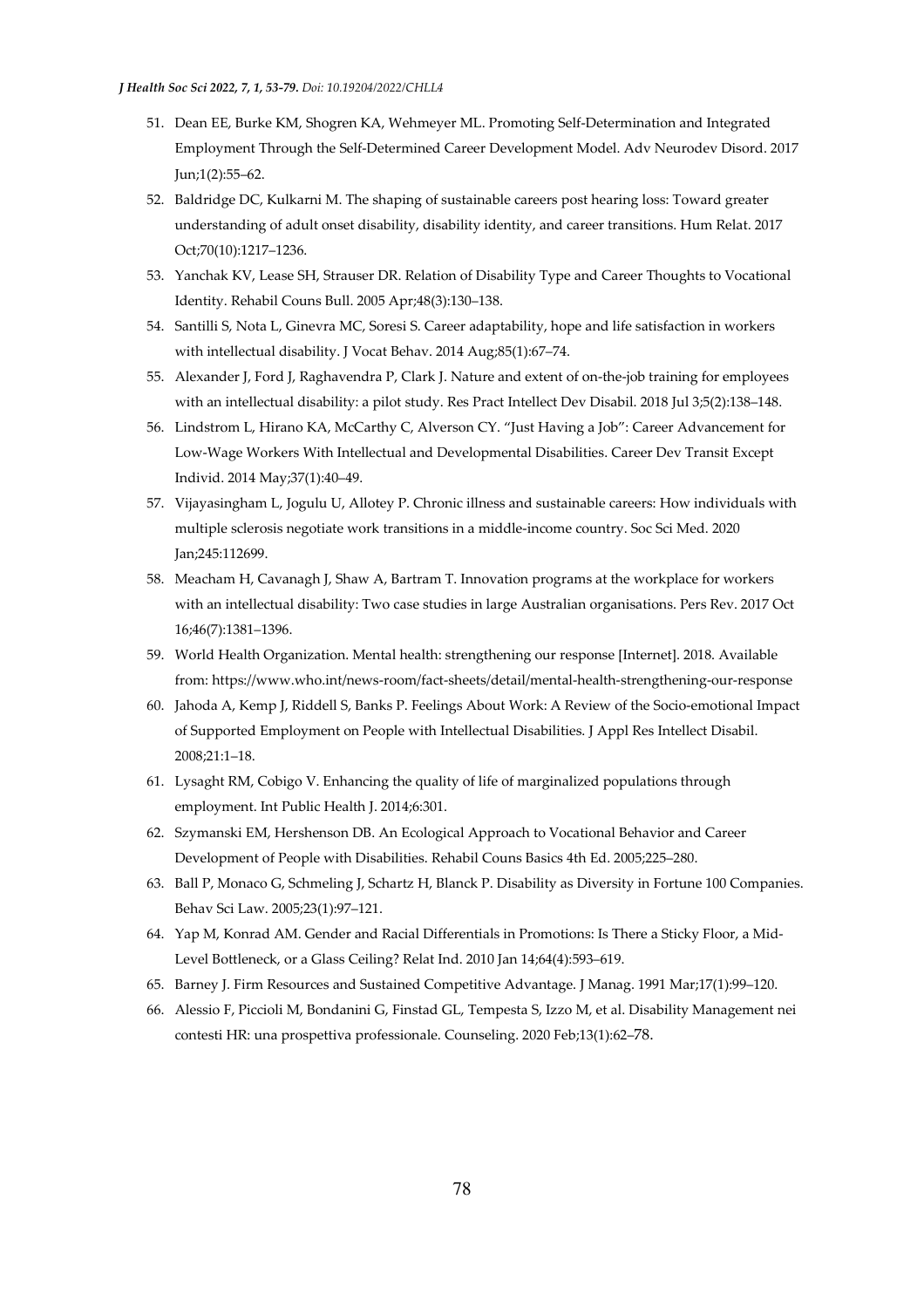51. Dean EE, Burke KM, Shogren KA, Wehmeyer ML. Promoting Self-Determination and Integrated Employment Through the Self-Determined Career Development Model. Adv Neurodev Disord. 2017 Jun;1(2):55–62.
52. Baldridge DC, Kulkarni M. The shaping of sustainable careers post hearing loss: Toward greater understanding of adult onset disability, disability identity, and career transitions. Hum Relat. 2017 Oct;70(10):1217–1236.
53. Yanchak KV, Lease SH, Strauser DR. Relation of Disability Type and Career Thoughts to Vocational Identity. Rehabil Couns Bull. 2005 Apr;48(3):130–138.
54. Santilli S, Nota L, Ginevra MC, Soresi S. Career adaptability, hope and life satisfaction in workers with intellectual disability. J Vocat Behav. 2014 Aug;85(1):67–74.
55. Alexander J, Ford J, Raghavendra P, Clark J. Nature and extent of on-the-job training for employees with an intellectual disability: a pilot study. Res Pract Intellect Dev Disabil. 2018 Jul 3;5(2):138–148.
56. Lindstrom L, Hirano KA, McCarthy C, Alverson CY. "Just Having a Job": Career Advancement for Low-Wage Workers With Intellectual and Developmental Disabilities. Career Dev Transit Except Individ. 2014 May;37(1):40–49.
57. Vijayasingham L, Jogulu U, Allotey P. Chronic illness and sustainable careers: How individuals with multiple sclerosis negotiate work transitions in a middle-income country. Soc Sci Med. 2020 Jan;245:112699.
58. Meacham H, Cavanagh J, Shaw A, Bartram T. Innovation programs at the workplace for workers with an intellectual disability: Two case studies in large Australian organisations. Pers Rev. 2017 Oct 16;46(7):1381–1396.
59. World Health Organization. Mental health: strengthening our response [Internet]. 2018. Available from: https://www.who.int/news-room/fact-sheets/detail/mental-health-strengthening-our-response
60. Jahoda A, Kemp J, Riddell S, Banks P. Feelings About Work: A Review of the Socio-emotional Impact of Supported Employment on People with Intellectual Disabilities. J Appl Res Intellect Disabil. 2008;21:1–18.
61. Lysaght RM, Cobigo V. Enhancing the quality of life of marginalized populations through employment. Int Public Health J. 2014;6:301.
62. Szymanski EM, Hershenson DB. An Ecological Approach to Vocational Behavior and Career Development of People with Disabilities. Rehabil Couns Basics 4th Ed. 2005;225–280.
63. Ball P, Monaco G, Schmeling J, Schartz H, Blanck P. Disability as Diversity in Fortune 100 Companies. Behav Sci Law. 2005;23(1):97–121.
64. Yap M, Konrad AM. Gender and Racial Differentials in Promotions: Is There a Sticky Floor, a Mid-Level Bottleneck, or a Glass Ceiling? Relat Ind. 2010 Jan 14;64(4):593–619.
65. Barney J. Firm Resources and Sustained Competitive Advantage. J Manag. 1991 Mar;17(1):99–120.
66. Alessio F, Piccioli M, Bondanini G, Finstad GL, Tempesta S, Izzo M, et al. Disability Management nei contesti HR: una prospettiva professionale. Counseling. 2020 Feb;13(1):62–78.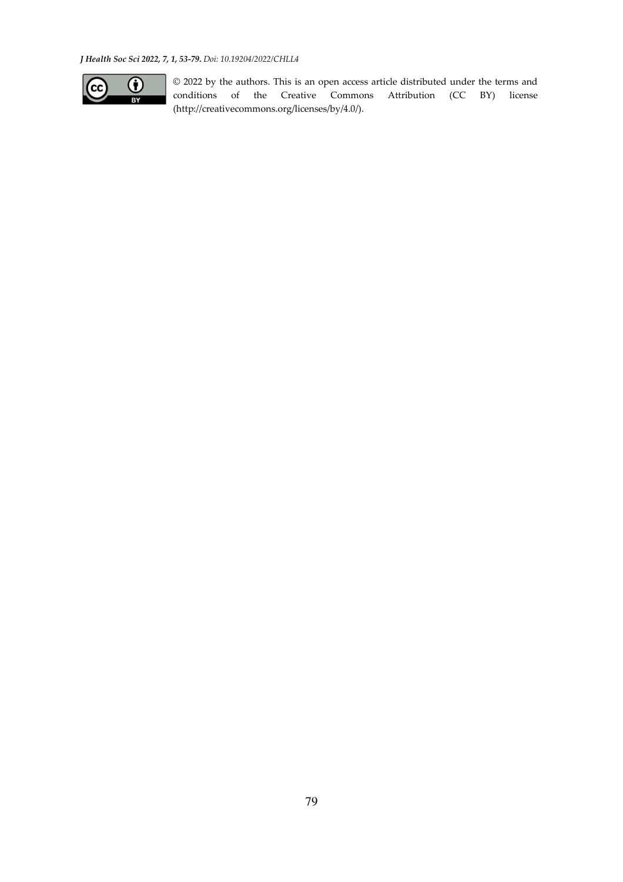© 2022 by the authors. This is an open access article distributed under the terms and conditions of the Creative Commons Attribution (CC BY) license (http://creativecommons.org/licenses/by/4.0/).